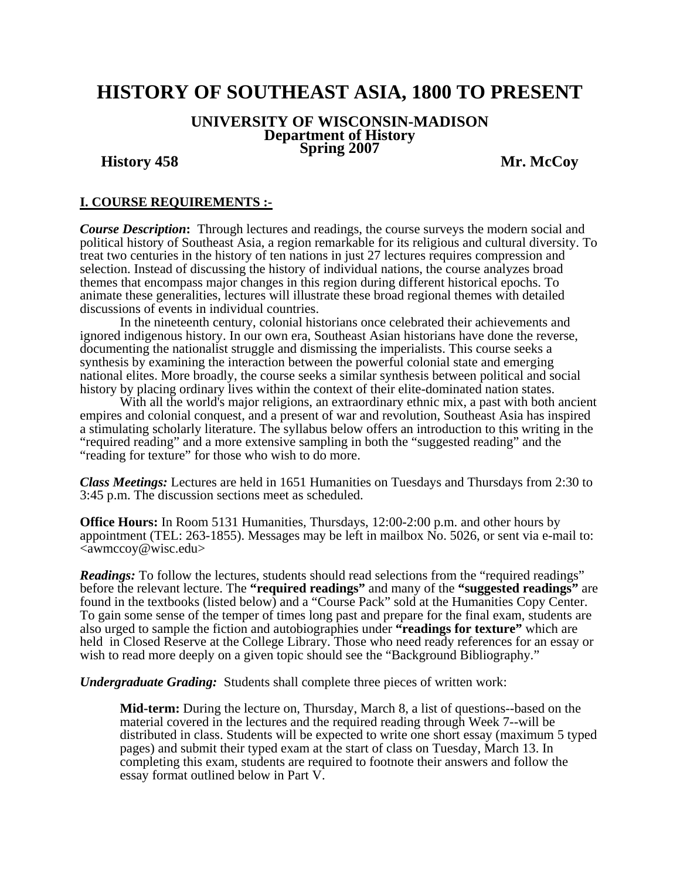# HISTORY OF SOUTHEAST ASIA, 1800 TO PRESENT

**UNIVERSITY OF WISCONSIN-MADISON**
**Department of History**
**Spring 2007**

**History 458** **Mr. McCoy**

## I. COURSE REQUIREMENTS :-

***Course Description*:** Through lectures and readings, the course surveys the modern social and political history of Southeast Asia, a region remarkable for its religious and cultural diversity. To treat two centuries in the history of ten nations in just 27 lectures requires compression and selection. Instead of discussing the history of individual nations, the course analyzes broad themes that encompass major changes in this region during different historical epochs. To animate these generalities, lectures will illustrate these broad regional themes with detailed discussions of events in individual countries.

In the nineteenth century, colonial historians once celebrated their achievements and ignored indigenous history. In our own era, Southeast Asian historians have done the reverse, documenting the nationalist struggle and dismissing the imperialists. This course seeks a synthesis by examining the interaction between the powerful colonial state and emerging national elites. More broadly, the course seeks a similar synthesis between political and social history by placing ordinary lives within the context of their elite-dominated nation states.

With all the world's major religions, an extraordinary ethnic mix, a past with both ancient empires and colonial conquest, and a present of war and revolution, Southeast Asia has inspired a stimulating scholarly literature. The syllabus below offers an introduction to this writing in the "required reading" and a more extensive sampling in both the "suggested reading" and the "reading for texture" for those who wish to do more.

***Class Meetings:*** Lectures are held in 1651 Humanities on Tuesdays and Thursdays from 2:30 to 3:45 p.m. The discussion sections meet as scheduled.

**Office Hours:** In Room 5131 Humanities, Thursdays, 12:00-2:00 p.m. and other hours by appointment (TEL: 263-1855). Messages may be left in mailbox No. 5026, or sent via e-mail to: <awmccoy@wisc.edu>

***Readings:*** To follow the lectures, students should read selections from the "required readings" before the relevant lecture. The **"required readings"** and many of the **"suggested readings"** are found in the textbooks (listed below) and a "Course Pack" sold at the Humanities Copy Center. To gain some sense of the temper of times long past and prepare for the final exam, students are also urged to sample the fiction and autobiographies under **"readings for texture"** which are held in Closed Reserve at the College Library. Those who need ready references for an essay or wish to read more deeply on a given topic should see the "Background Bibliography."

***Undergraduate Grading:*** Students shall complete three pieces of written work:

> **Mid-term:** During the lecture on, Thursday, March 8, a list of questions--based on the material covered in the lectures and the required reading through Week 7--will be distributed in class. Students will be expected to write one short essay (maximum 5 typed pages) and submit their typed exam at the start of class on Tuesday, March 13. In completing this exam, students are required to footnote their answers and follow the essay format outlined below in Part V.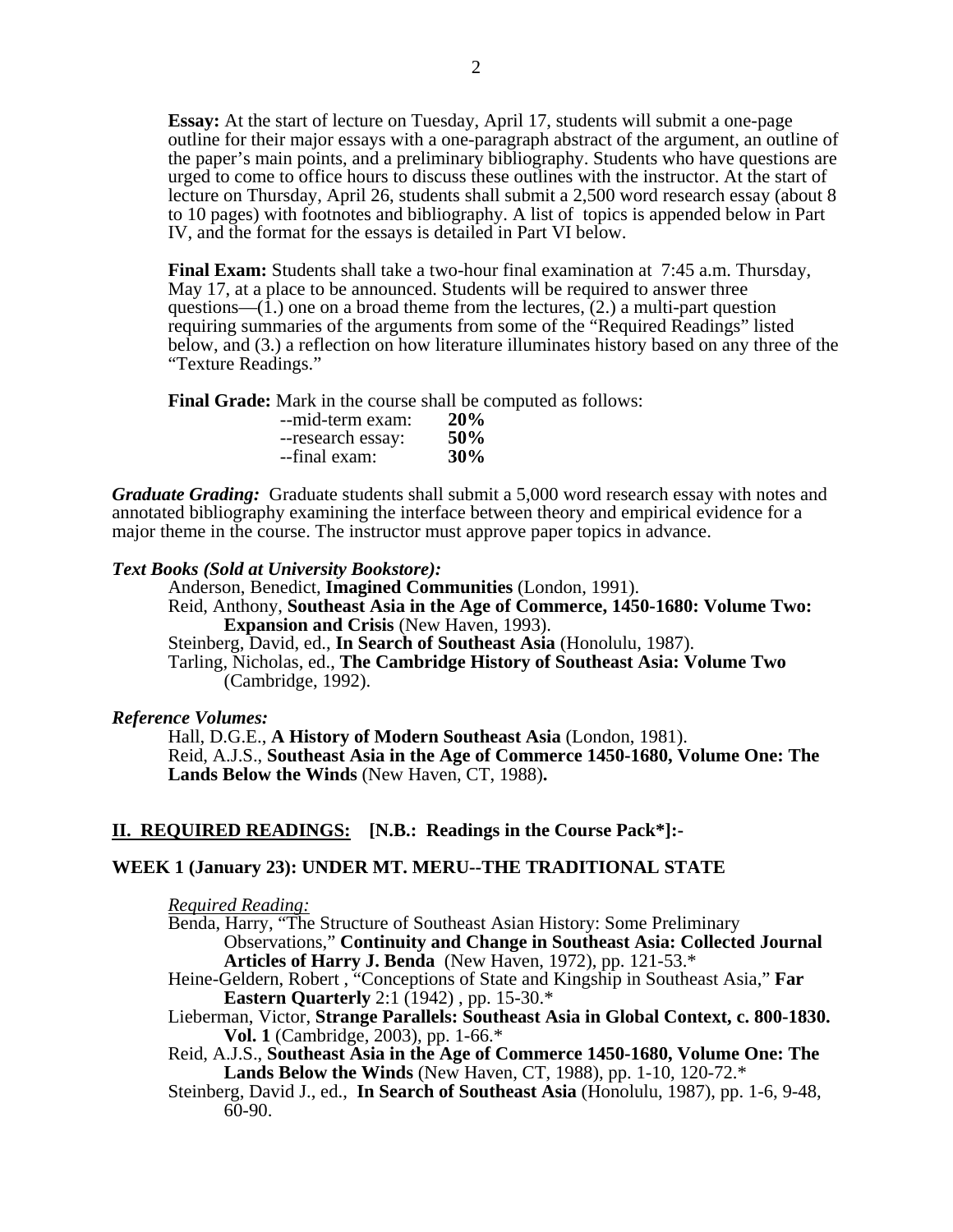**Essay:** At the start of lecture on Tuesday, April 17, students will submit a one-page outline for their major essays with a one-paragraph abstract of the argument, an outline of the paper's main points, and a preliminary bibliography. Students who have questions are urged to come to office hours to discuss these outlines with the instructor. At the start of lecture on Thursday, April 26, students shall submit a 2,500 word research essay (about 8 to 10 pages) with footnotes and bibliography. A list of topics is appended below in Part IV, and the format for the essays is detailed in Part VI below.

**Final Exam:** Students shall take a two-hour final examination at 7:45 a.m. Thursday, May 17, at a place to be announced. Students will be required to answer three questions—(1.) one on a broad theme from the lectures, (2.) a multi-part question requiring summaries of the arguments from some of the "Required Readings" listed below, and (3.) a reflection on how literature illuminates history based on any three of the "Texture Readings."

**Final Grade:** Mark in the course shall be computed as follows:

--mid-term exam: **20%**
--research essay: **50%**
--final exam: **30%**

***Graduate Grading:*** Graduate students shall submit a 5,000 word research essay with notes and annotated bibliography examining the interface between theory and empirical evidence for a major theme in the course. The instructor must approve paper topics in advance.

***Text Books (Sold at University Bookstore):***

Anderson, Benedict, **Imagined Communities** (London, 1991).
Reid, Anthony, **Southeast Asia in the Age of Commerce, 1450-1680: Volume Two: Expansion and Crisis** (New Haven, 1993).
Steinberg, David, ed., **In Search of Southeast Asia** (Honolulu, 1987).
Tarling, Nicholas, ed., **The Cambridge History of Southeast Asia: Volume Two** (Cambridge, 1992).

***Reference Volumes:***

Hall, D.G.E., **A History of Modern Southeast Asia** (London, 1981).
Reid, A.J.S., **Southeast Asia in the Age of Commerce 1450-1680, Volume One: The Lands Below the Winds** (New Haven, CT, 1988)**.**

## II. REQUIRED READINGS: [N.B.: Readings in the Course Pack*]:-

### WEEK 1 (January 23): UNDER MT. MERU--THE TRADITIONAL STATE

*Required Reading:*

Benda, Harry, "The Structure of Southeast Asian History: Some Preliminary Observations," **Continuity and Change in Southeast Asia: Collected Journal Articles of Harry J. Benda** (New Haven, 1972), pp. 121-53.*
Heine-Geldern, Robert , "Conceptions of State and Kingship in Southeast Asia," **Far Eastern Quarterly** 2:1 (1942) , pp. 15-30.*
Lieberman, Victor, **Strange Parallels: Southeast Asia in Global Context, c. 800-1830. Vol. 1** (Cambridge, 2003), pp. 1-66.*
Reid, A.J.S., **Southeast Asia in the Age of Commerce 1450-1680, Volume One: The Lands Below the Winds** (New Haven, CT, 1988), pp. 1-10, 120-72.*
Steinberg, David J., ed., **In Search of Southeast Asia** (Honolulu, 1987), pp. 1-6, 9-48, 60-90.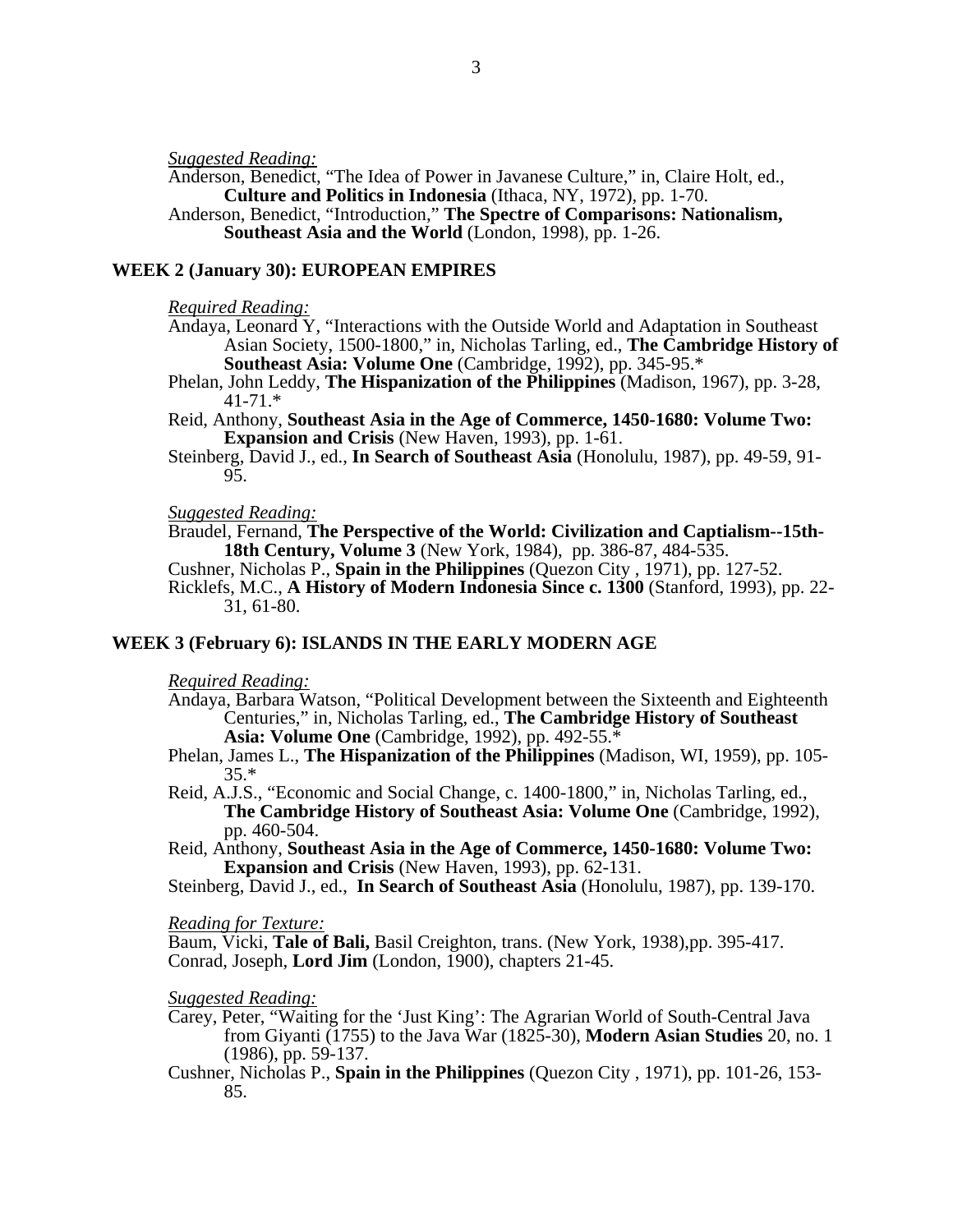*Suggested Reading:*

Anderson, Benedict, "The Idea of Power in Javanese Culture," in, Claire Holt, ed., **Culture and Politics in Indonesia** (Ithaca, NY, 1972), pp. 1-70.

Anderson, Benedict, "Introduction," **The Spectre of Comparisons: Nationalism, Southeast Asia and the World** (London, 1998), pp. 1-26.

## WEEK 2 (January 30): EUROPEAN EMPIRES

*Required Reading:*

Andaya, Leonard Y, "Interactions with the Outside World and Adaptation in Southeast Asian Society, 1500-1800," in, Nicholas Tarling, ed., **The Cambridge History of Southeast Asia: Volume One** (Cambridge, 1992), pp. 345-95.*

Phelan, John Leddy, **The Hispanization of the Philippines** (Madison, 1967), pp. 3-28, 41-71.*

Reid, Anthony, **Southeast Asia in the Age of Commerce, 1450-1680: Volume Two: Expansion and Crisis** (New Haven, 1993), pp. 1-61.

Steinberg, David J., ed., **In Search of Southeast Asia** (Honolulu, 1987), pp. 49-59, 91-95.

*Suggested Reading:*

Braudel, Fernand, **The Perspective of the World: Civilization and Captialism--15th-18th Century, Volume 3** (New York, 1984), pp. 386-87, 484-535.

Cushner, Nicholas P., **Spain in the Philippines** (Quezon City , 1971), pp. 127-52.

Ricklefs, M.C., **A History of Modern Indonesia Since c. 1300** (Stanford, 1993), pp. 22-31, 61-80.

## WEEK 3 (February 6): ISLANDS IN THE EARLY MODERN AGE

*Required Reading:*

Andaya, Barbara Watson, "Political Development between the Sixteenth and Eighteenth Centuries," in, Nicholas Tarling, ed., **The Cambridge History of Southeast Asia: Volume One** (Cambridge, 1992), pp. 492-55.*

Phelan, James L., **The Hispanization of the Philippines** (Madison, WI, 1959), pp. 105-35.*

Reid, A.J.S., "Economic and Social Change, c. 1400-1800," in, Nicholas Tarling, ed., **The Cambridge History of Southeast Asia: Volume One** (Cambridge, 1992), pp. 460-504.

Reid, Anthony, **Southeast Asia in the Age of Commerce, 1450-1680: Volume Two: Expansion and Crisis** (New Haven, 1993), pp. 62-131.

Steinberg, David J., ed., **In Search of Southeast Asia** (Honolulu, 1987), pp. 139-170.

*Reading for Texture:*

Baum, Vicki, **Tale of Bali,** Basil Creighton, trans. (New York, 1938),pp. 395-417.

Conrad, Joseph, **Lord Jim** (London, 1900), chapters 21-45.

*Suggested Reading:*

Carey, Peter, "Waiting for the 'Just King': The Agrarian World of South-Central Java from Giyanti (1755) to the Java War (1825-30), **Modern Asian Studies** 20, no. 1 (1986), pp. 59-137.

Cushner, Nicholas P., **Spain in the Philippines** (Quezon City , 1971), pp. 101-26, 153-85.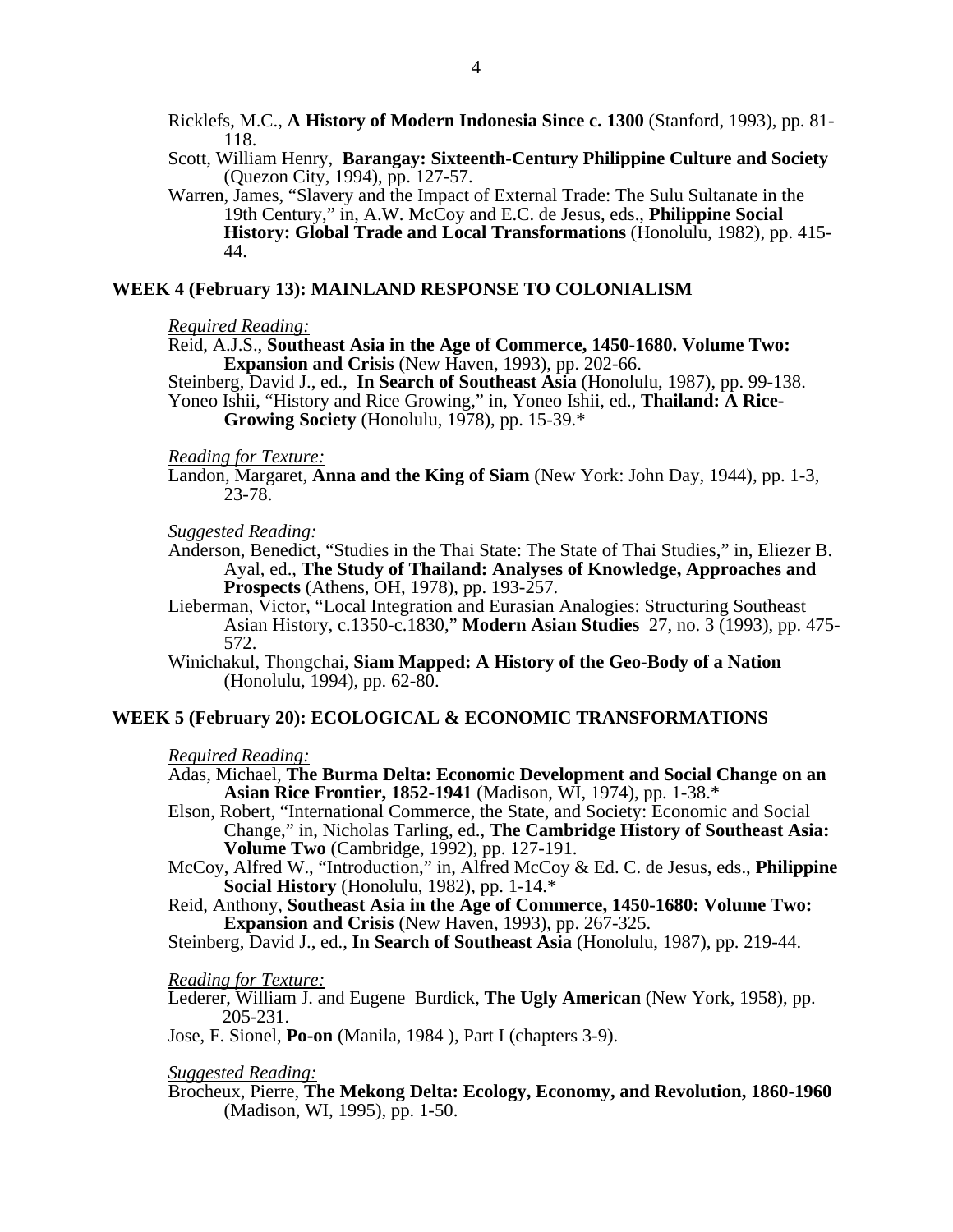Ricklefs, M.C., **A History of Modern Indonesia Since c. 1300** (Stanford, 1993), pp. 81-118.

Scott, William Henry, **Barangay: Sixteenth-Century Philippine Culture and Society** (Quezon City, 1994), pp. 127-57.

Warren, James, "Slavery and the Impact of External Trade: The Sulu Sultanate in the 19th Century," in, A.W. McCoy and E.C. de Jesus, eds., **Philippine Social History: Global Trade and Local Transformations** (Honolulu, 1982), pp. 415-44.

## WEEK 4 (February 13): MAINLAND RESPONSE TO COLONIALISM

*Required Reading:*

Reid, A.J.S., **Southeast Asia in the Age of Commerce, 1450-1680. Volume Two: Expansion and Crisis** (New Haven, 1993), pp. 202-66.

Steinberg, David J., ed., **In Search of Southeast Asia** (Honolulu, 1987), pp. 99-138.

Yoneo Ishii, "History and Rice Growing," in, Yoneo Ishii, ed., **Thailand: A Rice-Growing Society** (Honolulu, 1978), pp. 15-39.*

*Reading for Texture:*

Landon, Margaret, **Anna and the King of Siam** (New York: John Day, 1944), pp. 1-3, 23-78.

*Suggested Reading:*

Anderson, Benedict, "Studies in the Thai State: The State of Thai Studies," in, Eliezer B. Ayal, ed., **The Study of Thailand: Analyses of Knowledge, Approaches and Prospects** (Athens, OH, 1978), pp. 193-257.

Lieberman, Victor, "Local Integration and Eurasian Analogies: Structuring Southeast Asian History, c.1350-c.1830," **Modern Asian Studies** 27, no. 3 (1993), pp. 475-572.

Winichakul, Thongchai, **Siam Mapped: A History of the Geo-Body of a Nation** (Honolulu, 1994), pp. 62-80.

## WEEK 5 (February 20): ECOLOGICAL & ECONOMIC TRANSFORMATIONS

*Required Reading:*

Adas, Michael, **The Burma Delta: Economic Development and Social Change on an Asian Rice Frontier, 1852-1941** (Madison, WI, 1974), pp. 1-38.*

Elson, Robert, "International Commerce, the State, and Society: Economic and Social Change," in, Nicholas Tarling, ed., **The Cambridge History of Southeast Asia: Volume Two** (Cambridge, 1992), pp. 127-191.

McCoy, Alfred W., "Introduction," in, Alfred McCoy & Ed. C. de Jesus, eds., **Philippine Social History** (Honolulu, 1982), pp. 1-14.*

Reid, Anthony, **Southeast Asia in the Age of Commerce, 1450-1680: Volume Two: Expansion and Crisis** (New Haven, 1993), pp. 267-325.

Steinberg, David J., ed., **In Search of Southeast Asia** (Honolulu, 1987), pp. 219-44.

*Reading for Texture:*

Lederer, William J. and Eugene Burdick, **The Ugly American** (New York, 1958), pp. 205-231.

Jose, F. Sionel, **Po-on** (Manila, 1984 ), Part I (chapters 3-9).

*Suggested Reading:*

Brocheux, Pierre, **The Mekong Delta: Ecology, Economy, and Revolution, 1860-1960** (Madison, WI, 1995), pp. 1-50.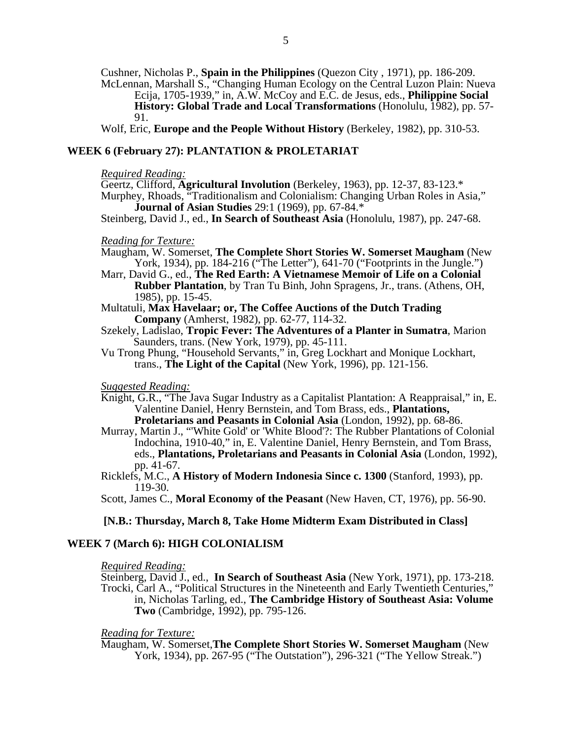Cushner, Nicholas P., **Spain in the Philippines** (Quezon City , 1971), pp. 186-209.

McLennan, Marshall S., "Changing Human Ecology on the Central Luzon Plain: Nueva Ecija, 1705-1939," in, A.W. McCoy and E.C. de Jesus, eds., **Philippine Social History: Global Trade and Local Transformations** (Honolulu, 1982), pp. 57-91.

Wolf, Eric, **Europe and the People Without History** (Berkeley, 1982), pp. 310-53.

## WEEK 6 (February 27): PLANTATION & PROLETARIAT

*Required Reading:*

Geertz, Clifford, **Agricultural Involution** (Berkeley, 1963), pp. 12-37, 83-123.*

Murphey, Rhoads, "Traditionalism and Colonialism: Changing Urban Roles in Asia," **Journal of Asian Studies** 29:1 (1969), pp. 67-84.*

Steinberg, David J., ed., **In Search of Southeast Asia** (Honolulu, 1987), pp. 247-68.

*Reading for Texture:*

Maugham, W. Somerset, **The Complete Short Stories W. Somerset Maugham** (New York, 1934), pp. 184-216 ("The Letter"), 641-70 ("Footprints in the Jungle.")

Marr, David G., ed., **The Red Earth: A Vietnamese Memoir of Life on a Colonial Rubber Plantation**, by Tran Tu Binh, John Spragens, Jr., trans. (Athens, OH, 1985), pp. 15-45.

Multatuli, **Max Havelaar; or, The Coffee Auctions of the Dutch Trading Company** (Amherst, 1982), pp. 62-77, 114-32.

Szekely, Ladislao, **Tropic Fever: The Adventures of a Planter in Sumatra**, Marion Saunders, trans. (New York, 1979), pp. 45-111.

Vu Trong Phung, "Household Servants," in, Greg Lockhart and Monique Lockhart, trans., **The Light of the Capital** (New York, 1996), pp. 121-156.

*Suggested Reading:*

Knight, G.R., "The Java Sugar Industry as a Capitalist Plantation: A Reappraisal," in, E. Valentine Daniel, Henry Bernstein, and Tom Brass, eds., **Plantations, Proletarians and Peasants in Colonial Asia** (London, 1992), pp. 68-86.

Murray, Martin J., "'White Gold' or 'White Blood'?: The Rubber Plantations of Colonial Indochina, 1910-40," in, E. Valentine Daniel, Henry Bernstein, and Tom Brass, eds., **Plantations, Proletarians and Peasants in Colonial Asia** (London, 1992), pp. 41-67.

Ricklefs, M.C., **A History of Modern Indonesia Since c. 1300** (Stanford, 1993), pp. 119-30.

Scott, James C., **Moral Economy of the Peasant** (New Haven, CT, 1976), pp. 56-90.

**[N.B.: Thursday, March 8, Take Home Midterm Exam Distributed in Class]**

## WEEK 7 (March 6): HIGH COLONIALISM

*Required Reading:*

Steinberg, David J., ed., **In Search of Southeast Asia** (New York, 1971), pp. 173-218.

Trocki, Carl A., "Political Structures in the Nineteenth and Early Twentieth Centuries," in, Nicholas Tarling, ed., **The Cambridge History of Southeast Asia: Volume Two** (Cambridge, 1992), pp. 795-126.

*Reading for Texture:*

Maugham, W. Somerset,**The Complete Short Stories W. Somerset Maugham** (New York, 1934), pp. 267-95 ("The Outstation"), 296-321 ("The Yellow Streak.")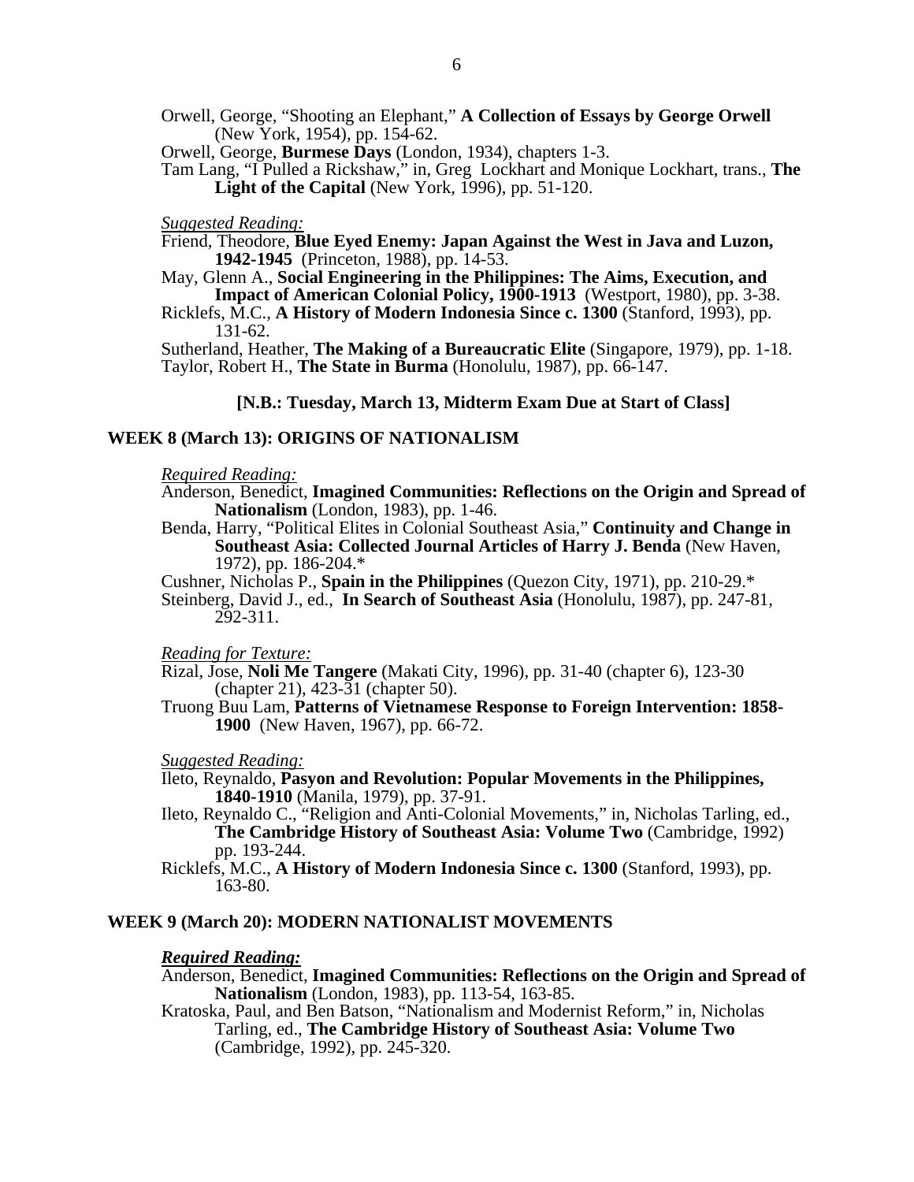Orwell, George, "Shooting an Elephant," **A Collection of Essays by George Orwell** (New York, 1954), pp. 154-62.

Orwell, George, **Burmese Days** (London, 1934), chapters 1-3.

Tam Lang, "I Pulled a Rickshaw," in, Greg Lockhart and Monique Lockhart, trans., **The Light of the Capital** (New York, 1996), pp. 51-120.

*Suggested Reading:*

Friend, Theodore, **Blue Eyed Enemy: Japan Against the West in Java and Luzon, 1942-1945** (Princeton, 1988), pp. 14-53.

May, Glenn A., **Social Engineering in the Philippines: The Aims, Execution, and Impact of American Colonial Policy, 1900-1913** (Westport, 1980), pp. 3-38.

Ricklefs, M.C., **A History of Modern Indonesia Since c. 1300** (Stanford, 1993), pp. 131-62.

Sutherland, Heather, **The Making of a Bureaucratic Elite** (Singapore, 1979), pp. 1-18.

Taylor, Robert H., **The State in Burma** (Honolulu, 1987), pp. 66-147.

**[N.B.: Tuesday, March 13, Midterm Exam Due at Start of Class]**

## WEEK 8 (March 13): ORIGINS OF NATIONALISM

*Required Reading:*

Anderson, Benedict, **Imagined Communities: Reflections on the Origin and Spread of Nationalism** (London, 1983), pp. 1-46.

Benda, Harry, "Political Elites in Colonial Southeast Asia," **Continuity and Change in Southeast Asia: Collected Journal Articles of Harry J. Benda** (New Haven, 1972), pp. 186-204.*

Cushner, Nicholas P., **Spain in the Philippines** (Quezon City, 1971), pp. 210-29.*

Steinberg, David J., ed., **In Search of Southeast Asia** (Honolulu, 1987), pp. 247-81, 292-311.

*Reading for Texture:*

Rizal, Jose, **Noli Me Tangere** (Makati City, 1996), pp. 31-40 (chapter 6), 123-30 (chapter 21), 423-31 (chapter 50).

Truong Buu Lam, **Patterns of Vietnamese Response to Foreign Intervention: 1858-1900** (New Haven, 1967), pp. 66-72.

*Suggested Reading:*

Ileto, Reynaldo, **Pasyon and Revolution: Popular Movements in the Philippines, 1840-1910** (Manila, 1979), pp. 37-91.

Ileto, Reynaldo C., "Religion and Anti-Colonial Movements," in, Nicholas Tarling, ed., **The Cambridge History of Southeast Asia: Volume Two** (Cambridge, 1992) pp. 193-244.

Ricklefs, M.C., **A History of Modern Indonesia Since c. 1300** (Stanford, 1993), pp. 163-80.

## WEEK 9 (March 20): MODERN NATIONALIST MOVEMENTS

***Required Reading:***

Anderson, Benedict, **Imagined Communities: Reflections on the Origin and Spread of Nationalism** (London, 1983), pp. 113-54, 163-85.

Kratoska, Paul, and Ben Batson, "Nationalism and Modernist Reform," in, Nicholas Tarling, ed., **The Cambridge History of Southeast Asia: Volume Two** (Cambridge, 1992), pp. 245-320.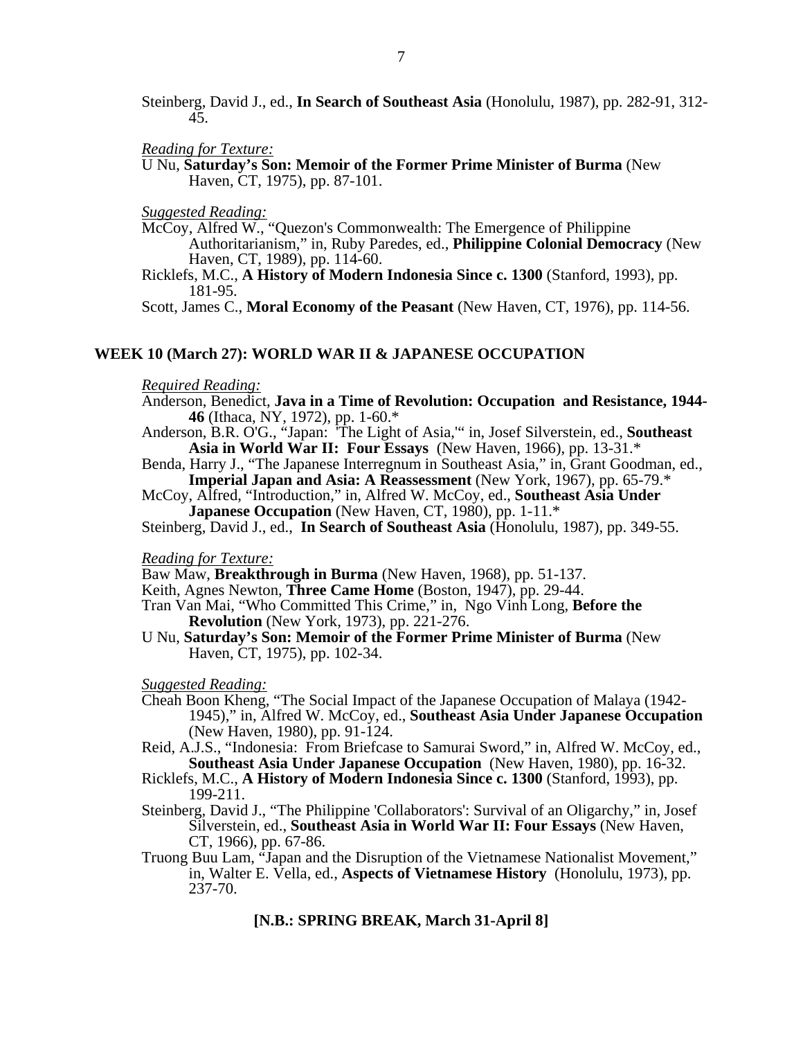Steinberg, David J., ed., **In Search of Southeast Asia** (Honolulu, 1987), pp. 282-91, 312-45.

*Reading for Texture:*

U Nu, **Saturday's Son: Memoir of the Former Prime Minister of Burma** (New Haven, CT, 1975), pp. 87-101.

*Suggested Reading:*

McCoy, Alfred W., "Quezon's Commonwealth: The Emergence of Philippine Authoritarianism," in, Ruby Paredes, ed., **Philippine Colonial Democracy** (New Haven, CT, 1989), pp. 114-60.

Ricklefs, M.C., **A History of Modern Indonesia Since c. 1300** (Stanford, 1993), pp. 181-95.

Scott, James C., **Moral Economy of the Peasant** (New Haven, CT, 1976), pp. 114-56.

## WEEK 10 (March 27): WORLD WAR II & JAPANESE OCCUPATION

*Required Reading:*

Anderson, Benedict, **Java in a Time of Revolution: Occupation and Resistance, 1944-46** (Ithaca, NY, 1972), pp. 1-60.*

Anderson, B.R. O'G., "Japan: 'The Light of Asia,'" in, Josef Silverstein, ed., **Southeast Asia in World War II: Four Essays** (New Haven, 1966), pp. 13-31.*

Benda, Harry J., "The Japanese Interregnum in Southeast Asia," in, Grant Goodman, ed., **Imperial Japan and Asia: A Reassessment** (New York, 1967), pp. 65-79.*

McCoy, Alfred, "Introduction," in, Alfred W. McCoy, ed., **Southeast Asia Under Japanese Occupation** (New Haven, CT, 1980), pp. 1-11.*

Steinberg, David J., ed., **In Search of Southeast Asia** (Honolulu, 1987), pp. 349-55.

*Reading for Texture:*

Baw Maw, **Breakthrough in Burma** (New Haven, 1968), pp. 51-137.

Keith, Agnes Newton, **Three Came Home** (Boston, 1947), pp. 29-44.

Tran Van Mai, "Who Committed This Crime," in, Ngo Vinh Long, **Before the Revolution** (New York, 1973), pp. 221-276.

U Nu, **Saturday's Son: Memoir of the Former Prime Minister of Burma** (New Haven, CT, 1975), pp. 102-34.

*Suggested Reading:*

Cheah Boon Kheng, "The Social Impact of the Japanese Occupation of Malaya (1942-1945)," in, Alfred W. McCoy, ed., **Southeast Asia Under Japanese Occupation** (New Haven, 1980), pp. 91-124.

Reid, A.J.S., "Indonesia: From Briefcase to Samurai Sword," in, Alfred W. McCoy, ed., **Southeast Asia Under Japanese Occupation** (New Haven, 1980), pp. 16-32.

Ricklefs, M.C., **A History of Modern Indonesia Since c. 1300** (Stanford, 1993), pp. 199-211.

Steinberg, David J., "The Philippine 'Collaborators': Survival of an Oligarchy," in, Josef Silverstein, ed., **Southeast Asia in World War II: Four Essays** (New Haven, CT, 1966), pp. 67-86.

Truong Buu Lam, "Japan and the Disruption of the Vietnamese Nationalist Movement," in, Walter E. Vella, ed., **Aspects of Vietnamese History** (Honolulu, 1973), pp. 237-70.

**[N.B.: SPRING BREAK, March 31-April 8]**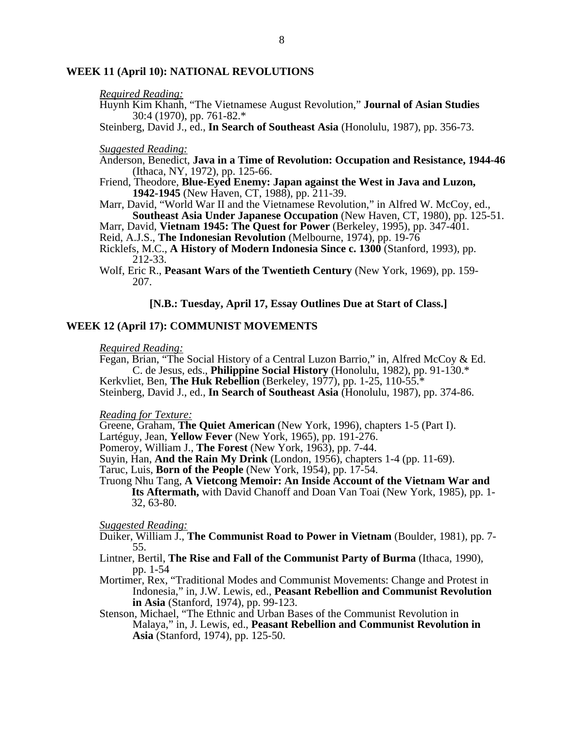## WEEK 11 (April 10): NATIONAL REVOLUTIONS

*Required Reading:*

Huynh Kim Khanh, "The Vietnamese August Revolution," **Journal of Asian Studies** 30:4 (1970), pp. 761-82.*

Steinberg, David J., ed., **In Search of Southeast Asia** (Honolulu, 1987), pp. 356-73.

*Suggested Reading:*

Anderson, Benedict, **Java in a Time of Revolution: Occupation and Resistance, 1944-46** (Ithaca, NY, 1972), pp. 125-66.

Friend, Theodore, **Blue-Eyed Enemy: Japan against the West in Java and Luzon, 1942-1945** (New Haven, CT, 1988), pp. 211-39.

Marr, David, "World War II and the Vietnamese Revolution," in Alfred W. McCoy, ed., **Southeast Asia Under Japanese Occupation** (New Haven, CT, 1980), pp. 125-51.

Marr, David, **Vietnam 1945: The Quest for Power** (Berkeley, 1995), pp. 347-401.

Reid, A.J.S., **The Indonesian Revolution** (Melbourne, 1974), pp. 19-76

Ricklefs, M.C., **A History of Modern Indonesia Since c. 1300** (Stanford, 1993), pp. 212-33.

Wolf, Eric R., **Peasant Wars of the Twentieth Century** (New York, 1969), pp. 159-207.

**[N.B.: Tuesday, April 17, Essay Outlines Due at Start of Class.]**

## WEEK 12 (April 17): COMMUNIST MOVEMENTS

*Required Reading:*

Fegan, Brian, "The Social History of a Central Luzon Barrio," in, Alfred McCoy & Ed. C. de Jesus, eds., **Philippine Social History** (Honolulu, 1982), pp. 91-130.*

Kerkvliet, Ben, **The Huk Rebellion** (Berkeley, 1977), pp. 1-25, 110-55.*

Steinberg, David J., ed., **In Search of Southeast Asia** (Honolulu, 1987), pp. 374-86.

*Reading for Texture:*

Greene, Graham, **The Quiet American** (New York, 1996), chapters 1-5 (Part I).

Lartéguy, Jean, **Yellow Fever** (New York, 1965), pp. 191-276.

Pomeroy, William J., **The Forest** (New York, 1963), pp. 7-44.

Suyin, Han, **And the Rain My Drink** (London, 1956), chapters 1-4 (pp. 11-69).

Taruc, Luis, **Born of the People** (New York, 1954), pp. 17-54.

Truong Nhu Tang, **A Vietcong Memoir: An Inside Account of the Vietnam War and Its Aftermath,** with David Chanoff and Doan Van Toai (New York, 1985), pp. 1-32, 63-80.

*Suggested Reading:*

Duiker, William J., **The Communist Road to Power in Vietnam** (Boulder, 1981), pp. 7-55.

Lintner, Bertil, **The Rise and Fall of the Communist Party of Burma** (Ithaca, 1990), pp. 1-54

Mortimer, Rex, "Traditional Modes and Communist Movements: Change and Protest in Indonesia," in, J.W. Lewis, ed., **Peasant Rebellion and Communist Revolution in Asia** (Stanford, 1974), pp. 99-123.

Stenson, Michael, "The Ethnic and Urban Bases of the Communist Revolution in Malaya," in, J. Lewis, ed., **Peasant Rebellion and Communist Revolution in Asia** (Stanford, 1974), pp. 125-50.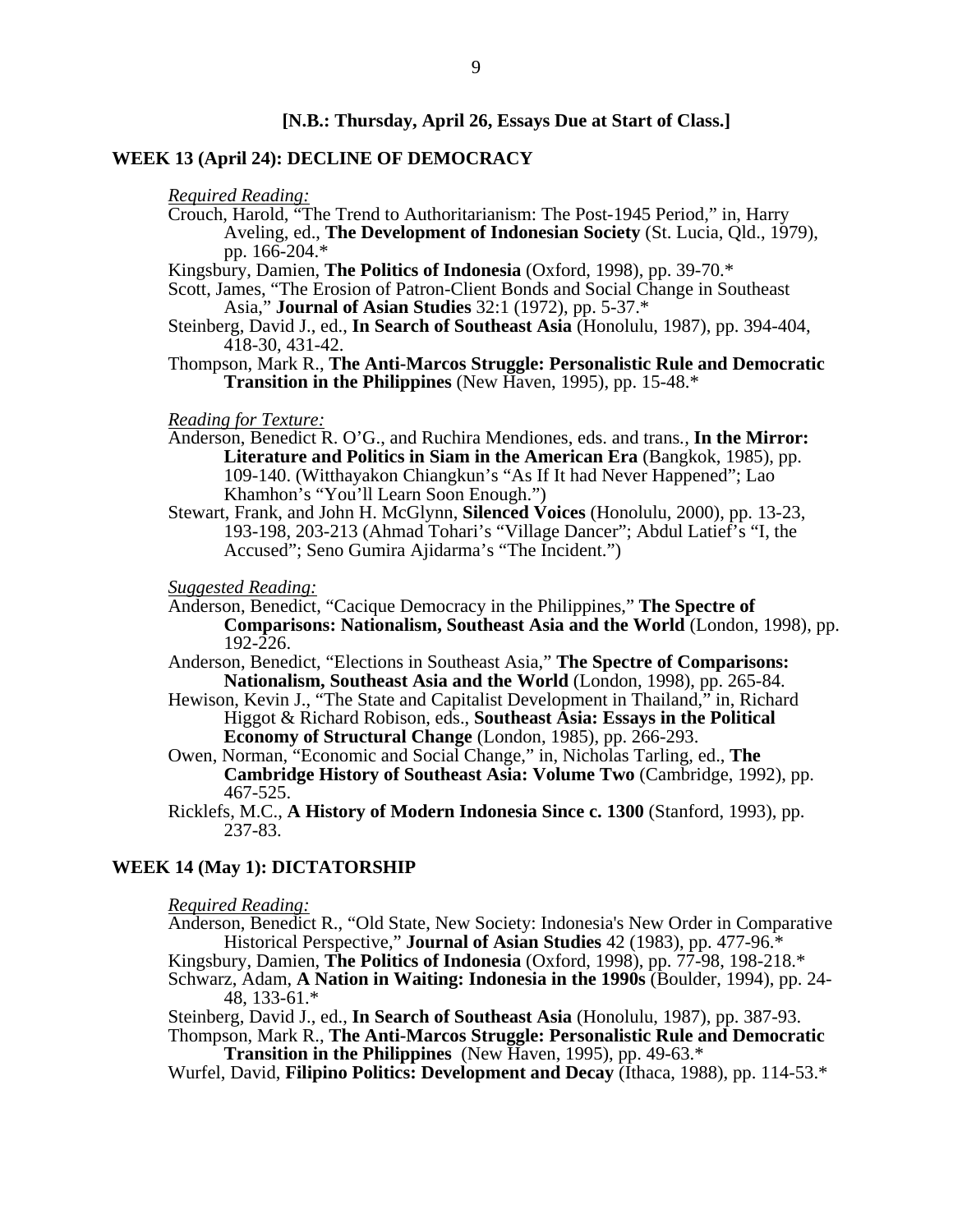**[N.B.: Thursday, April 26, Essays Due at Start of Class.]**

## WEEK 13 (April 24): DECLINE OF DEMOCRACY

*Required Reading:*

Crouch, Harold, "The Trend to Authoritarianism: The Post-1945 Period," in, Harry Aveling, ed., **The Development of Indonesian Society** (St. Lucia, Qld., 1979), pp. 166-204.*

Kingsbury, Damien, **The Politics of Indonesia** (Oxford, 1998), pp. 39-70.*

Scott, James, "The Erosion of Patron-Client Bonds and Social Change in Southeast Asia," **Journal of Asian Studies** 32:1 (1972), pp. 5-37.*

Steinberg, David J., ed., **In Search of Southeast Asia** (Honolulu, 1987), pp. 394-404, 418-30, 431-42.

Thompson, Mark R., **The Anti-Marcos Struggle: Personalistic Rule and Democratic Transition in the Philippines** (New Haven, 1995), pp. 15-48.*

*Reading for Texture:*

Anderson, Benedict R. O'G., and Ruchira Mendiones, eds. and trans., **In the Mirror: Literature and Politics in Siam in the American Era** (Bangkok, 1985), pp. 109-140. (Witthayakon Chiangkun's "As If It had Never Happened"; Lao Khamhon's "You'll Learn Soon Enough.")

Stewart, Frank, and John H. McGlynn, **Silenced Voices** (Honolulu, 2000), pp. 13-23, 193-198, 203-213 (Ahmad Tohari's "Village Dancer"; Abdul Latief's "I, the Accused"; Seno Gumira Ajidarma's "The Incident.")

*Suggested Reading:*

Anderson, Benedict, "Cacique Democracy in the Philippines," **The Spectre of Comparisons: Nationalism, Southeast Asia and the World** (London, 1998), pp. 192-226.

Anderson, Benedict, "Elections in Southeast Asia," **The Spectre of Comparisons: Nationalism, Southeast Asia and the World** (London, 1998), pp. 265-84.

Hewison, Kevin J., "The State and Capitalist Development in Thailand," in, Richard Higgot & Richard Robison, eds., **Southeast Asia: Essays in the Political Economy of Structural Change** (London, 1985), pp. 266-293.

Owen, Norman, "Economic and Social Change," in, Nicholas Tarling, ed., **The Cambridge History of Southeast Asia: Volume Two** (Cambridge, 1992), pp. 467-525.

Ricklefs, M.C., **A History of Modern Indonesia Since c. 1300** (Stanford, 1993), pp. 237-83.

## WEEK 14 (May 1): DICTATORSHIP

*Required Reading:*

Anderson, Benedict R., "Old State, New Society: Indonesia's New Order in Comparative Historical Perspective," **Journal of Asian Studies** 42 (1983), pp. 477-96.*

Kingsbury, Damien, **The Politics of Indonesia** (Oxford, 1998), pp. 77-98, 198-218.*

Schwarz, Adam, **A Nation in Waiting: Indonesia in the 1990s** (Boulder, 1994), pp. 24-48, 133-61.*

Steinberg, David J., ed., **In Search of Southeast Asia** (Honolulu, 1987), pp. 387-93.

Thompson, Mark R., **The Anti-Marcos Struggle: Personalistic Rule and Democratic Transition in the Philippines** (New Haven, 1995), pp. 49-63.*

Wurfel, David, **Filipino Politics: Development and Decay** (Ithaca, 1988), pp. 114-53.*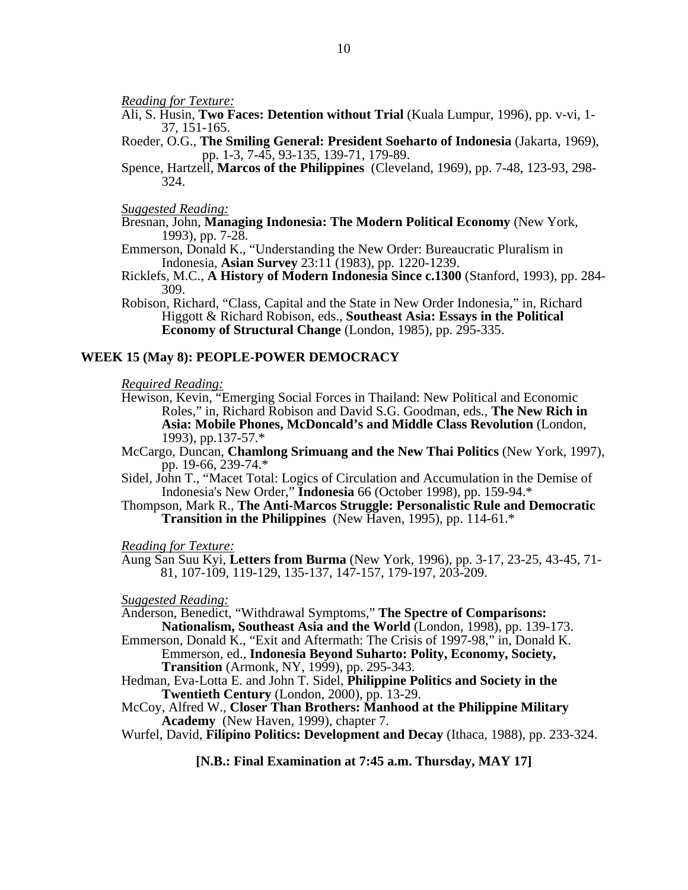*Reading for Texture:*

Ali, S. Husin, **Two Faces: Detention without Trial** (Kuala Lumpur, 1996), pp. v-vi, 1-37, 151-165.

Roeder, O.G., **The Smiling General: President Soeharto of Indonesia** (Jakarta, 1969), pp. 1-3, 7-45, 93-135, 139-71, 179-89.

Spence, Hartzell, **Marcos of the Philippines** (Cleveland, 1969), pp. 7-48, 123-93, 298-324.

*Suggested Reading:*

Bresnan, John, **Managing Indonesia: The Modern Political Economy** (New York, 1993), pp. 7-28.

Emmerson, Donald K., "Understanding the New Order: Bureaucratic Pluralism in Indonesia, **Asian Survey** 23:11 (1983), pp. 1220-1239.

Ricklefs, M.C., **A History of Modern Indonesia Since c.1300** (Stanford, 1993), pp. 284-309.

Robison, Richard, "Class, Capital and the State in New Order Indonesia," in, Richard Higgott & Richard Robison, eds., **Southeast Asia: Essays in the Political Economy of Structural Change** (London, 1985), pp. 295-335.

## WEEK 15 (May 8): PEOPLE-POWER DEMOCRACY

*Required Reading:*

Hewison, Kevin, "Emerging Social Forces in Thailand: New Political and Economic Roles," in, Richard Robison and David S.G. Goodman, eds., **The New Rich in Asia: Mobile Phones, McDoncald's and Middle Class Revolution** (London, 1993), pp.137-57.*

McCargo, Duncan, **Chamlong Srimuang and the New Thai Politics** (New York, 1997), pp. 19-66, 239-74.*

Sidel, John T., "Macet Total: Logics of Circulation and Accumulation in the Demise of Indonesia's New Order," **Indonesia** 66 (October 1998), pp. 159-94.*

Thompson, Mark R., **The Anti-Marcos Struggle: Personalistic Rule and Democratic Transition in the Philippines** (New Haven, 1995), pp. 114-61.*

*Reading for Texture:*

Aung San Suu Kyi, **Letters from Burma** (New York, 1996), pp. 3-17, 23-25, 43-45, 71-81, 107-109, 119-129, 135-137, 147-157, 179-197, 203-209.

*Suggested Reading:*

Anderson, Benedict, "Withdrawal Symptoms," **The Spectre of Comparisons: Nationalism, Southeast Asia and the World** (London, 1998), pp. 139-173.

Emmerson, Donald K., "Exit and Aftermath: The Crisis of 1997-98," in, Donald K. Emmerson, ed., **Indonesia Beyond Suharto: Polity, Economy, Society, Transition** (Armonk, NY, 1999), pp. 295-343.

Hedman, Eva-Lotta E. and John T. Sidel, **Philippine Politics and Society in the Twentieth Century** (London, 2000), pp. 13-29.

McCoy, Alfred W., **Closer Than Brothers: Manhood at the Philippine Military Academy** (New Haven, 1999), chapter 7.

Wurfel, David, **Filipino Politics: Development and Decay** (Ithaca, 1988), pp. 233-324.

**[N.B.: Final Examination at 7:45 a.m. Thursday, MAY 17]**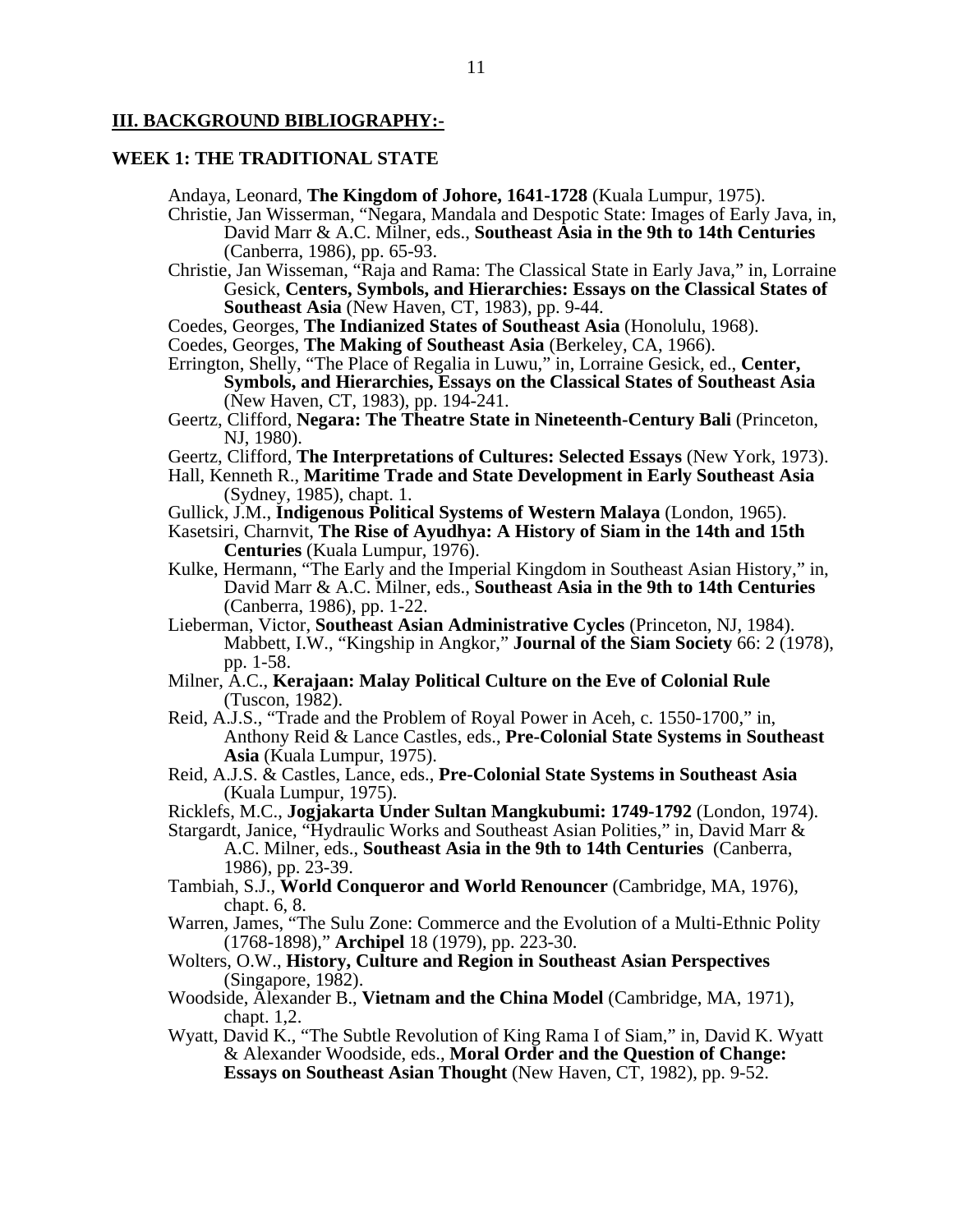## III. BACKGROUND BIBLIOGRAPHY:-

### WEEK 1: THE TRADITIONAL STATE

Andaya, Leonard, **The Kingdom of Johore, 1641-1728** (Kuala Lumpur, 1975).

Christie, Jan Wisserman, "Negara, Mandala and Despotic State: Images of Early Java, in, David Marr & A.C. Milner, eds., **Southeast Asia in the 9th to 14th Centuries** (Canberra, 1986), pp. 65-93.

Christie, Jan Wisseman, "Raja and Rama: The Classical State in Early Java," in, Lorraine Gesick, **Centers, Symbols, and Hierarchies: Essays on the Classical States of Southeast Asia** (New Haven, CT, 1983), pp. 9-44.

Coedes, Georges, **The Indianized States of Southeast Asia** (Honolulu, 1968).

Coedes, Georges, **The Making of Southeast Asia** (Berkeley, CA, 1966).

Errington, Shelly, "The Place of Regalia in Luwu," in, Lorraine Gesick, ed., **Center, Symbols, and Hierarchies, Essays on the Classical States of Southeast Asia** (New Haven, CT, 1983), pp. 194-241.

Geertz, Clifford, **Negara: The Theatre State in Nineteenth-Century Bali** (Princeton, NJ, 1980).

Geertz, Clifford, **The Interpretations of Cultures: Selected Essays** (New York, 1973).

Hall, Kenneth R., **Maritime Trade and State Development in Early Southeast Asia** (Sydney, 1985), chapt. 1.

Gullick, J.M., **Indigenous Political Systems of Western Malaya** (London, 1965).

Kasetsiri, Charnvit, **The Rise of Ayudhya: A History of Siam in the 14th and 15th Centuries** (Kuala Lumpur, 1976).

Kulke, Hermann, "The Early and the Imperial Kingdom in Southeast Asian History," in, David Marr & A.C. Milner, eds., **Southeast Asia in the 9th to 14th Centuries** (Canberra, 1986), pp. 1-22.

Lieberman, Victor, **Southeast Asian Administrative Cycles** (Princeton, NJ, 1984). Mabbett, I.W., "Kingship in Angkor," **Journal of the Siam Society** 66: 2 (1978), pp. 1-58.

Milner, A.C., **Kerajaan: Malay Political Culture on the Eve of Colonial Rule** (Tuscon, 1982).

Reid, A.J.S., "Trade and the Problem of Royal Power in Aceh, c. 1550-1700," in, Anthony Reid & Lance Castles, eds., **Pre-Colonial State Systems in Southeast Asia** (Kuala Lumpur, 1975).

Reid, A.J.S. & Castles, Lance, eds., **Pre-Colonial State Systems in Southeast Asia** (Kuala Lumpur, 1975).

Ricklefs, M.C., **Jogjakarta Under Sultan Mangkubumi: 1749-1792** (London, 1974).

Stargardt, Janice, "Hydraulic Works and Southeast Asian Polities," in, David Marr & A.C. Milner, eds., **Southeast Asia in the 9th to 14th Centuries** (Canberra, 1986), pp. 23-39.

Tambiah, S.J., **World Conqueror and World Renouncer** (Cambridge, MA, 1976), chapt. 6, 8.

Warren, James, "The Sulu Zone: Commerce and the Evolution of a Multi-Ethnic Polity (1768-1898)," **Archipel** 18 (1979), pp. 223-30.

Wolters, O.W., **History, Culture and Region in Southeast Asian Perspectives** (Singapore, 1982).

Woodside, Alexander B., **Vietnam and the China Model** (Cambridge, MA, 1971), chapt. 1,2.

Wyatt, David K., "The Subtle Revolution of King Rama I of Siam," in, David K. Wyatt & Alexander Woodside, eds., **Moral Order and the Question of Change: Essays on Southeast Asian Thought** (New Haven, CT, 1982), pp. 9-52.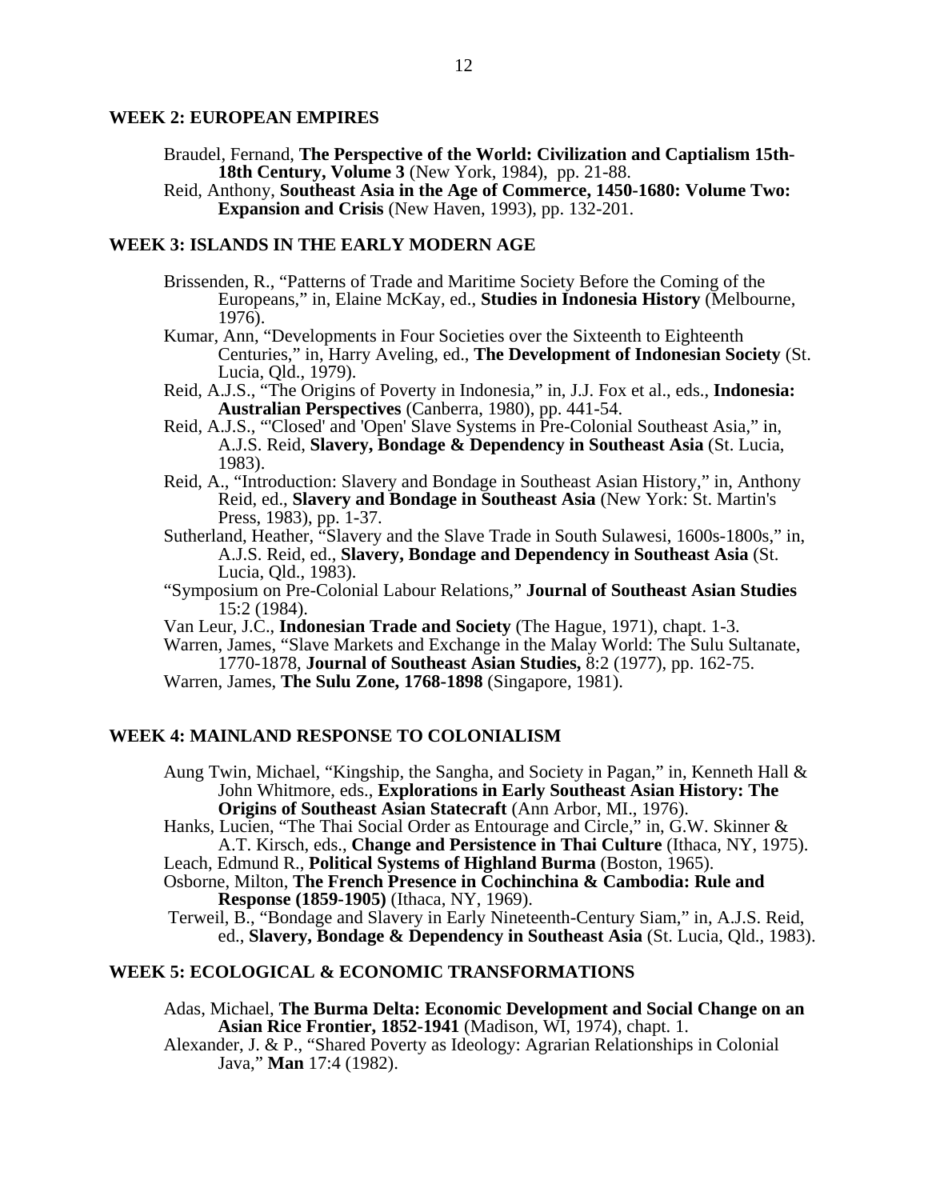## WEEK 2: EUROPEAN EMPIRES

Braudel, Fernand, **The Perspective of the World: Civilization and Captialism 15th-18th Century, Volume 3** (New York, 1984), pp. 21-88.

Reid, Anthony, **Southeast Asia in the Age of Commerce, 1450-1680: Volume Two: Expansion and Crisis** (New Haven, 1993), pp. 132-201.

## WEEK 3: ISLANDS IN THE EARLY MODERN AGE

Brissenden, R., "Patterns of Trade and Maritime Society Before the Coming of the Europeans," in, Elaine McKay, ed., **Studies in Indonesia History** (Melbourne, 1976).

Kumar, Ann, "Developments in Four Societies over the Sixteenth to Eighteenth Centuries," in, Harry Aveling, ed., **The Development of Indonesian Society** (St. Lucia, Qld., 1979).

Reid, A.J.S., "The Origins of Poverty in Indonesia," in, J.J. Fox et al., eds., **Indonesia: Australian Perspectives** (Canberra, 1980), pp. 441-54.

Reid, A.J.S., "'Closed' and 'Open' Slave Systems in Pre-Colonial Southeast Asia," in, A.J.S. Reid, **Slavery, Bondage & Dependency in Southeast Asia** (St. Lucia, 1983).

Reid, A., "Introduction: Slavery and Bondage in Southeast Asian History," in, Anthony Reid, ed., **Slavery and Bondage in Southeast Asia** (New York: St. Martin's Press, 1983), pp. 1-37.

Sutherland, Heather, "Slavery and the Slave Trade in South Sulawesi, 1600s-1800s," in, A.J.S. Reid, ed., **Slavery, Bondage and Dependency in Southeast Asia** (St. Lucia, Qld., 1983).

"Symposium on Pre-Colonial Labour Relations," **Journal of Southeast Asian Studies** 15:2 (1984).

Van Leur, J.C., **Indonesian Trade and Society** (The Hague, 1971), chapt. 1-3.

Warren, James, "Slave Markets and Exchange in the Malay World: The Sulu Sultanate, 1770-1878, **Journal of Southeast Asian Studies,** 8:2 (1977), pp. 162-75.

Warren, James, **The Sulu Zone, 1768-1898** (Singapore, 1981).

## WEEK 4: MAINLAND RESPONSE TO COLONIALISM

Aung Twin, Michael, "Kingship, the Sangha, and Society in Pagan," in, Kenneth Hall & John Whitmore, eds., **Explorations in Early Southeast Asian History: The Origins of Southeast Asian Statecraft** (Ann Arbor, MI., 1976).

Hanks, Lucien, "The Thai Social Order as Entourage and Circle," in, G.W. Skinner & A.T. Kirsch, eds., **Change and Persistence in Thai Culture** (Ithaca, NY, 1975).

Leach, Edmund R., **Political Systems of Highland Burma** (Boston, 1965).

Osborne, Milton, **The French Presence in Cochinchina & Cambodia: Rule and Response (1859-1905)** (Ithaca, NY, 1969).

Terweil, B., "Bondage and Slavery in Early Nineteenth-Century Siam," in, A.J.S. Reid, ed., **Slavery, Bondage & Dependency in Southeast Asia** (St. Lucia, Qld., 1983).

## WEEK 5: ECOLOGICAL & ECONOMIC TRANSFORMATIONS

Adas, Michael, **The Burma Delta: Economic Development and Social Change on an Asian Rice Frontier, 1852-1941** (Madison, WI, 1974), chapt. 1.

Alexander, J. & P., "Shared Poverty as Ideology: Agrarian Relationships in Colonial Java," **Man** 17:4 (1982).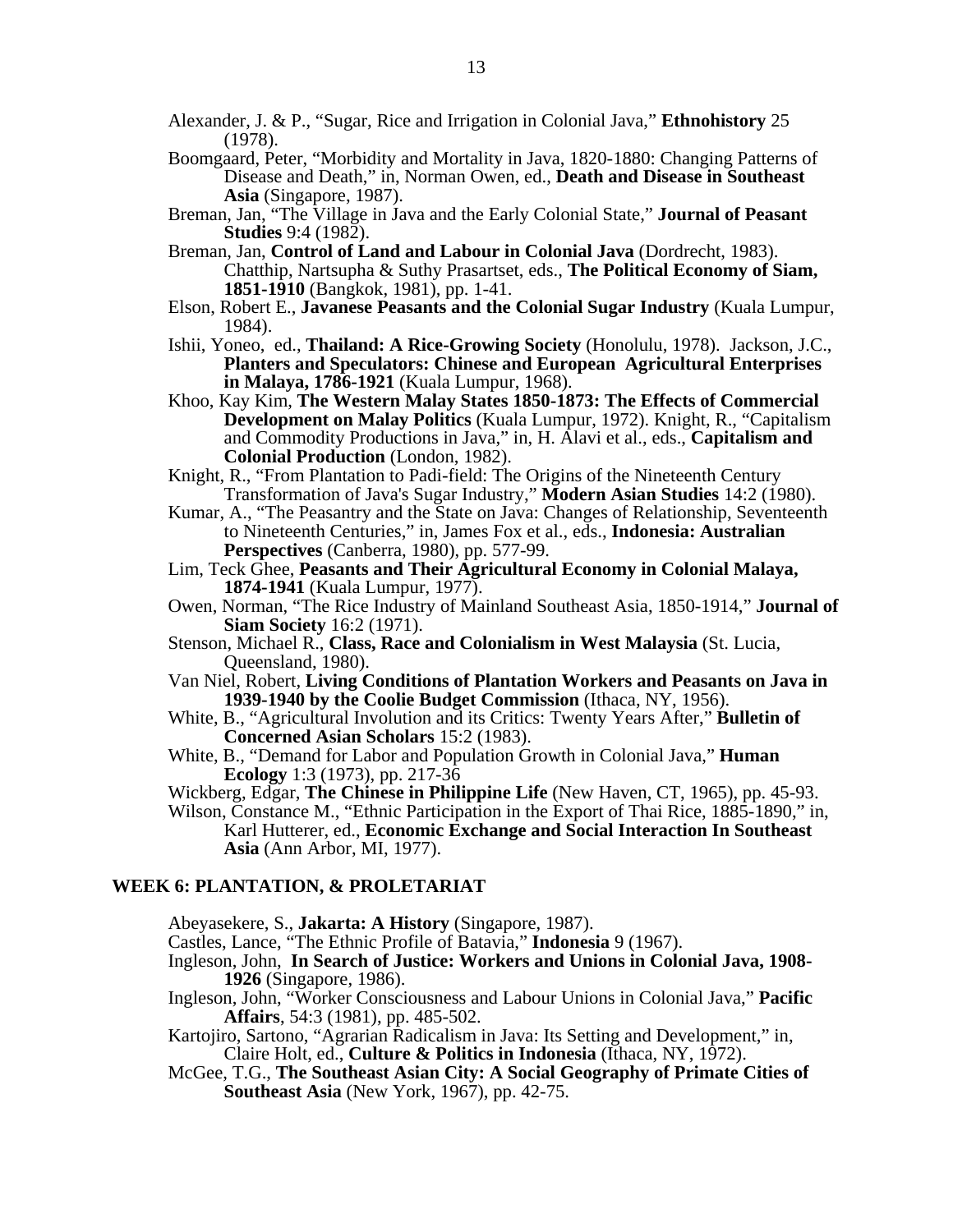Alexander, J. & P., "Sugar, Rice and Irrigation in Colonial Java," **Ethnohistory** 25 (1978).

Boomgaard, Peter, "Morbidity and Mortality in Java, 1820-1880: Changing Patterns of Disease and Death," in, Norman Owen, ed., **Death and Disease in Southeast Asia** (Singapore, 1987).

Breman, Jan, "The Village in Java and the Early Colonial State," **Journal of Peasant Studies** 9:4 (1982).

Breman, Jan, **Control of Land and Labour in Colonial Java** (Dordrecht, 1983). Chatthip, Nartsupha & Suthy Prasartset, eds., **The Political Economy of Siam, 1851-1910** (Bangkok, 1981), pp. 1-41.

Elson, Robert E., **Javanese Peasants and the Colonial Sugar Industry** (Kuala Lumpur, 1984).

Ishii, Yoneo, ed., **Thailand: A Rice-Growing Society** (Honolulu, 1978). Jackson, J.C., **Planters and Speculators: Chinese and European Agricultural Enterprises in Malaya, 1786-1921** (Kuala Lumpur, 1968).

Khoo, Kay Kim, **The Western Malay States 1850-1873: The Effects of Commercial Development on Malay Politics** (Kuala Lumpur, 1972). Knight, R., "Capitalism and Commodity Productions in Java," in, H. Alavi et al., eds., **Capitalism and Colonial Production** (London, 1982).

Knight, R., "From Plantation to Padi-field: The Origins of the Nineteenth Century Transformation of Java's Sugar Industry," **Modern Asian Studies** 14:2 (1980).

Kumar, A., "The Peasantry and the State on Java: Changes of Relationship, Seventeenth to Nineteenth Centuries," in, James Fox et al., eds., **Indonesia: Australian Perspectives** (Canberra, 1980), pp. 577-99.

Lim, Teck Ghee, **Peasants and Their Agricultural Economy in Colonial Malaya, 1874-1941** (Kuala Lumpur, 1977).

Owen, Norman, "The Rice Industry of Mainland Southeast Asia, 1850-1914," **Journal of Siam Society** 16:2 (1971).

Stenson, Michael R., **Class, Race and Colonialism in West Malaysia** (St. Lucia, Queensland, 1980).

Van Niel, Robert, **Living Conditions of Plantation Workers and Peasants on Java in 1939-1940 by the Coolie Budget Commission** (Ithaca, NY, 1956).

White, B., "Agricultural Involution and its Critics: Twenty Years After," **Bulletin of Concerned Asian Scholars** 15:2 (1983).

White, B., "Demand for Labor and Population Growth in Colonial Java," **Human Ecology** 1:3 (1973), pp. 217-36

Wickberg, Edgar, **The Chinese in Philippine Life** (New Haven, CT, 1965), pp. 45-93.

Wilson, Constance M., "Ethnic Participation in the Export of Thai Rice, 1885-1890," in, Karl Hutterer, ed., **Economic Exchange and Social Interaction In Southeast Asia** (Ann Arbor, MI, 1977).

## WEEK 6: PLANTATION, & PROLETARIAT

Abeyasekere, S., **Jakarta: A History** (Singapore, 1987).

Castles, Lance, "The Ethnic Profile of Batavia," **Indonesia** 9 (1967).

Ingleson, John, **In Search of Justice: Workers and Unions in Colonial Java, 1908-1926** (Singapore, 1986).

Ingleson, John, "Worker Consciousness and Labour Unions in Colonial Java," **Pacific Affairs**, 54:3 (1981), pp. 485-502.

Kartojiro, Sartono, "Agrarian Radicalism in Java: Its Setting and Development," in, Claire Holt, ed., **Culture & Politics in Indonesia** (Ithaca, NY, 1972).

McGee, T.G., **The Southeast Asian City: A Social Geography of Primate Cities of Southeast Asia** (New York, 1967), pp. 42-75.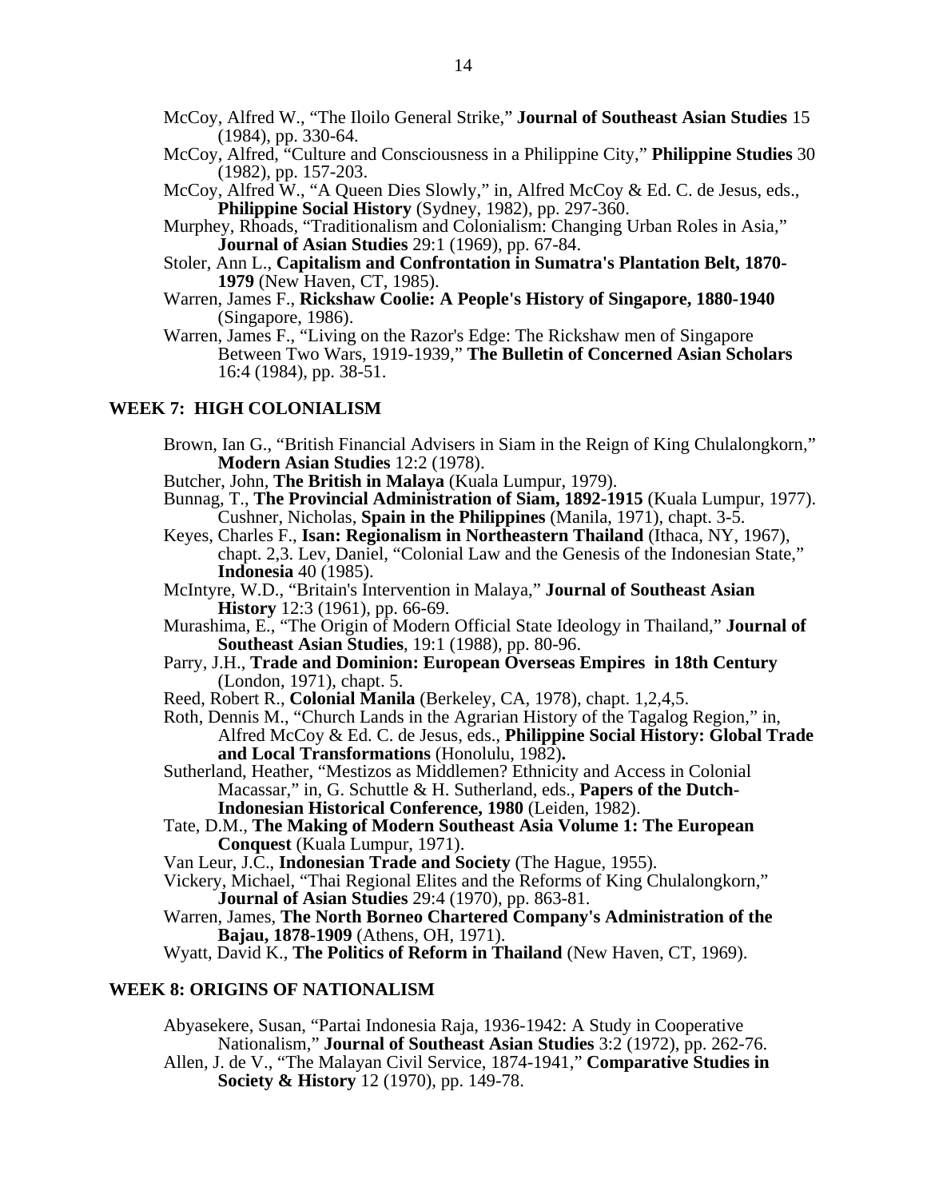McCoy, Alfred W., "The Iloilo General Strike," **Journal of Southeast Asian Studies** 15 (1984), pp. 330-64.

McCoy, Alfred, "Culture and Consciousness in a Philippine City," **Philippine Studies** 30 (1982), pp. 157-203.

McCoy, Alfred W., "A Queen Dies Slowly," in, Alfred McCoy & Ed. C. de Jesus, eds., **Philippine Social History** (Sydney, 1982), pp. 297-360.

Murphey, Rhoads, "Traditionalism and Colonialism: Changing Urban Roles in Asia," **Journal of Asian Studies** 29:1 (1969), pp. 67-84.

Stoler, Ann L., **Capitalism and Confrontation in Sumatra's Plantation Belt, 1870-1979** (New Haven, CT, 1985).

Warren, James F., **Rickshaw Coolie: A People's History of Singapore, 1880-1940** (Singapore, 1986).

Warren, James F., "Living on the Razor's Edge: The Rickshaw men of Singapore Between Two Wars, 1919-1939," **The Bulletin of Concerned Asian Scholars** 16:4 (1984), pp. 38-51.

## WEEK 7: HIGH COLONIALISM

Brown, Ian G., "British Financial Advisers in Siam in the Reign of King Chulalongkorn," **Modern Asian Studies** 12:2 (1978).

Butcher, John, **The British in Malaya** (Kuala Lumpur, 1979).

Bunnag, T., **The Provincial Administration of Siam, 1892-1915** (Kuala Lumpur, 1977). Cushner, Nicholas, **Spain in the Philippines** (Manila, 1971), chapt. 3-5.

Keyes, Charles F., **Isan: Regionalism in Northeastern Thailand** (Ithaca, NY, 1967), chapt. 2,3. Lev, Daniel, "Colonial Law and the Genesis of the Indonesian State," **Indonesia** 40 (1985).

McIntyre, W.D., "Britain's Intervention in Malaya," **Journal of Southeast Asian History** 12:3 (1961), pp. 66-69.

Murashima, E., "The Origin of Modern Official State Ideology in Thailand," **Journal of Southeast Asian Studies**, 19:1 (1988), pp. 80-96.

Parry, J.H., **Trade and Dominion: European Overseas Empires in 18th Century** (London, 1971), chapt. 5.

Reed, Robert R., **Colonial Manila** (Berkeley, CA, 1978), chapt. 1,2,4,5.

Roth, Dennis M., "Church Lands in the Agrarian History of the Tagalog Region," in, Alfred McCoy & Ed. C. de Jesus, eds., **Philippine Social History: Global Trade and Local Transformations** (Honolulu, 1982).

Sutherland, Heather, "Mestizos as Middlemen? Ethnicity and Access in Colonial Macassar," in, G. Schuttle & H. Sutherland, eds., **Papers of the Dutch-Indonesian Historical Conference, 1980** (Leiden, 1982).

Tate, D.M., **The Making of Modern Southeast Asia Volume 1: The European Conquest** (Kuala Lumpur, 1971).

Van Leur, J.C., **Indonesian Trade and Society** (The Hague, 1955).

Vickery, Michael, "Thai Regional Elites and the Reforms of King Chulalongkorn," **Journal of Asian Studies** 29:4 (1970), pp. 863-81.

Warren, James, **The North Borneo Chartered Company's Administration of the Bajau, 1878-1909** (Athens, OH, 1971).

Wyatt, David K., **The Politics of Reform in Thailand** (New Haven, CT, 1969).

## WEEK 8: ORIGINS OF NATIONALISM

Abyasekere, Susan, "Partai Indonesia Raja, 1936-1942: A Study in Cooperative Nationalism," **Journal of Southeast Asian Studies** 3:2 (1972), pp. 262-76.

Allen, J. de V., "The Malayan Civil Service, 1874-1941," **Comparative Studies in Society & History** 12 (1970), pp. 149-78.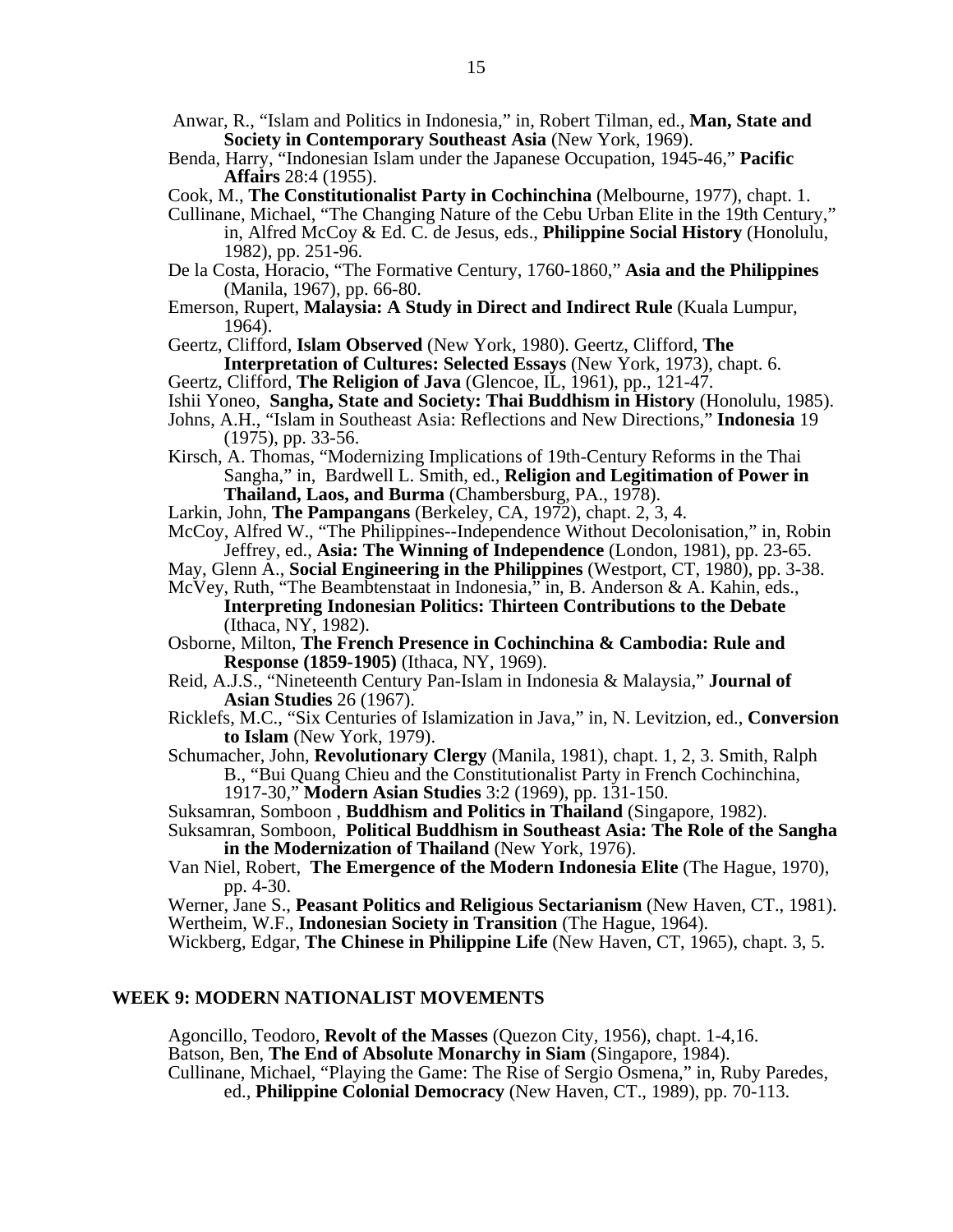Anwar, R., "Islam and Politics in Indonesia," in, Robert Tilman, ed., **Man, State and Society in Contemporary Southeast Asia** (New York, 1969).

Benda, Harry, "Indonesian Islam under the Japanese Occupation, 1945-46," **Pacific Affairs** 28:4 (1955).

Cook, M., **The Constitutionalist Party in Cochinchina** (Melbourne, 1977), chapt. 1.

Cullinane, Michael, "The Changing Nature of the Cebu Urban Elite in the 19th Century," in, Alfred McCoy & Ed. C. de Jesus, eds., **Philippine Social History** (Honolulu, 1982), pp. 251-96.

De la Costa, Horacio, "The Formative Century, 1760-1860," **Asia and the Philippines** (Manila, 1967), pp. 66-80.

Emerson, Rupert, **Malaysia: A Study in Direct and Indirect Rule** (Kuala Lumpur, 1964).

Geertz, Clifford, **Islam Observed** (New York, 1980). Geertz, Clifford, **The Interpretation of Cultures: Selected Essays** (New York, 1973), chapt. 6.

Geertz, Clifford, **The Religion of Java** (Glencoe, IL, 1961), pp., 121-47.

Ishii Yoneo, **Sangha, State and Society: Thai Buddhism in History** (Honolulu, 1985).

Johns, A.H., "Islam in Southeast Asia: Reflections and New Directions," **Indonesia** 19 (1975), pp. 33-56.

Kirsch, A. Thomas, "Modernizing Implications of 19th-Century Reforms in the Thai Sangha," in, Bardwell L. Smith, ed., **Religion and Legitimation of Power in Thailand, Laos, and Burma** (Chambersburg, PA., 1978).

Larkin, John, **The Pampangans** (Berkeley, CA, 1972), chapt. 2, 3, 4.

McCoy, Alfred W., "The Philippines--Independence Without Decolonisation," in, Robin Jeffrey, ed., **Asia: The Winning of Independence** (London, 1981), pp. 23-65.

May, Glenn A., **Social Engineering in the Philippines** (Westport, CT, 1980), pp. 3-38.

McVey, Ruth, "The Beambtenstaat in Indonesia," in, B. Anderson & A. Kahin, eds., **Interpreting Indonesian Politics: Thirteen Contributions to the Debate** (Ithaca, NY, 1982).

Osborne, Milton, **The French Presence in Cochinchina & Cambodia: Rule and Response (1859-1905)** (Ithaca, NY, 1969).

Reid, A.J.S., "Nineteenth Century Pan-Islam in Indonesia & Malaysia," **Journal of Asian Studies** 26 (1967).

Ricklefs, M.C., "Six Centuries of Islamization in Java," in, N. Levitzion, ed., **Conversion to Islam** (New York, 1979).

Schumacher, John, **Revolutionary Clergy** (Manila, 1981), chapt. 1, 2, 3. Smith, Ralph B., "Bui Quang Chieu and the Constitutionalist Party in French Cochinchina, 1917-30," **Modern Asian Studies** 3:2 (1969), pp. 131-150.

Suksamran, Somboon , **Buddhism and Politics in Thailand** (Singapore, 1982).

Suksamran, Somboon, **Political Buddhism in Southeast Asia: The Role of the Sangha in the Modernization of Thailand** (New York, 1976).

Van Niel, Robert, **The Emergence of the Modern Indonesia Elite** (The Hague, 1970), pp. 4-30.

Werner, Jane S., **Peasant Politics and Religious Sectarianism** (New Haven, CT., 1981).

Wertheim, W.F., **Indonesian Society in Transition** (The Hague, 1964).

Wickberg, Edgar, **The Chinese in Philippine Life** (New Haven, CT, 1965), chapt. 3, 5.

## WEEK 9: MODERN NATIONALIST MOVEMENTS

Agoncillo, Teodoro, **Revolt of the Masses** (Quezon City, 1956), chapt. 1-4,16.

Batson, Ben, **The End of Absolute Monarchy in Siam** (Singapore, 1984).

Cullinane, Michael, "Playing the Game: The Rise of Sergio Osmena," in, Ruby Paredes, ed., **Philippine Colonial Democracy** (New Haven, CT., 1989), pp. 70-113.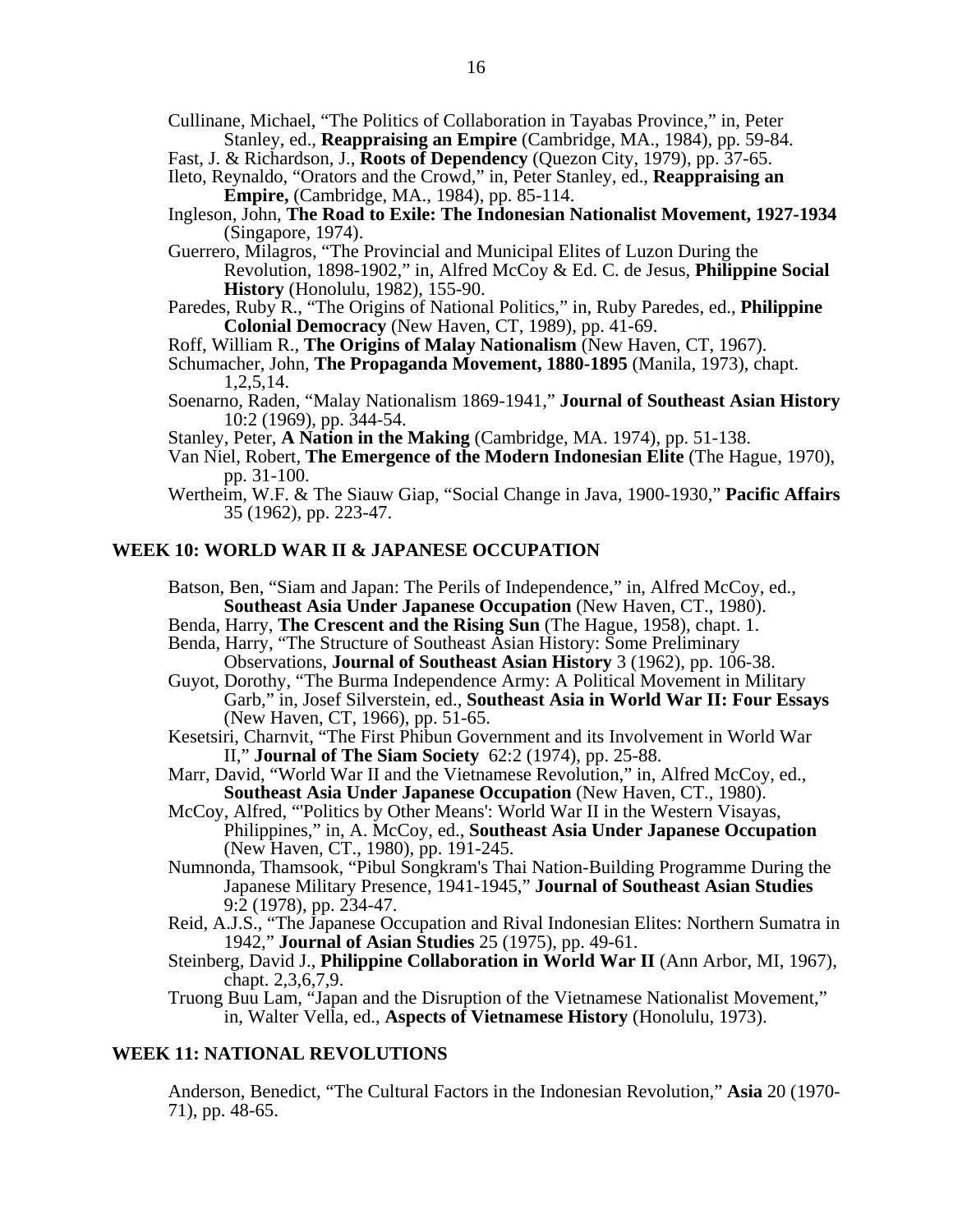Cullinane, Michael, “The Politics of Collaboration in Tayabas Province,” in, Peter Stanley, ed., **Reappraising an Empire** (Cambridge, MA., 1984), pp. 59-84.

Fast, J. & Richardson, J., **Roots of Dependency** (Quezon City, 1979), pp. 37-65.

Ileto, Reynaldo, “Orators and the Crowd,” in, Peter Stanley, ed., **Reappraising an Empire,** (Cambridge, MA., 1984), pp. 85-114.

Ingleson, John, **The Road to Exile: The Indonesian Nationalist Movement, 1927-1934** (Singapore, 1974).

Guerrero, Milagros, “The Provincial and Municipal Elites of Luzon During the Revolution, 1898-1902,” in, Alfred McCoy & Ed. C. de Jesus, **Philippine Social History** (Honolulu, 1982), 155-90.

Paredes, Ruby R., “The Origins of National Politics,” in, Ruby Paredes, ed., **Philippine Colonial Democracy** (New Haven, CT, 1989), pp. 41-69.

Roff, William R., **The Origins of Malay Nationalism** (New Haven, CT, 1967).

Schumacher, John, **The Propaganda Movement, 1880-1895** (Manila, 1973), chapt. 1,2,5,14.

Soenarno, Raden, “Malay Nationalism 1869-1941,” **Journal of Southeast Asian History** 10:2 (1969), pp. 344-54.

Stanley, Peter, **A Nation in the Making** (Cambridge, MA. 1974), pp. 51-138.

Van Niel, Robert, **The Emergence of the Modern Indonesian Elite** (The Hague, 1970), pp. 31-100.

Wertheim, W.F. & The Siauw Giap, “Social Change in Java, 1900-1930,” **Pacific Affairs** 35 (1962), pp. 223-47.

## WEEK 10: WORLD WAR II & JAPANESE OCCUPATION

Batson, Ben, “Siam and Japan: The Perils of Independence,” in, Alfred McCoy, ed., **Southeast Asia Under Japanese Occupation** (New Haven, CT., 1980).

Benda, Harry, **The Crescent and the Rising Sun** (The Hague, 1958), chapt. 1.

Benda, Harry, “The Structure of Southeast Asian History: Some Preliminary Observations, **Journal of Southeast Asian History** 3 (1962), pp. 106-38.

Guyot, Dorothy, “The Burma Independence Army: A Political Movement in Military Garb,” in, Josef Silverstein, ed., **Southeast Asia in World War II: Four Essays** (New Haven, CT, 1966), pp. 51-65.

Kesetsiri, Charnvit, “The First Phibun Government and its Involvement in World War II,” **Journal of The Siam Society** 62:2 (1974), pp. 25-88.

Marr, David, “World War II and the Vietnamese Revolution,” in, Alfred McCoy, ed., **Southeast Asia Under Japanese Occupation** (New Haven, CT., 1980).

McCoy, Alfred, “'Politics by Other Means': World War II in the Western Visayas, Philippines,” in, A. McCoy, ed., **Southeast Asia Under Japanese Occupation** (New Haven, CT., 1980), pp. 191-245.

Numnonda, Thamsook, “Pibul Songkram's Thai Nation-Building Programme During the Japanese Military Presence, 1941-1945,” **Journal of Southeast Asian Studies** 9:2 (1978), pp. 234-47.

Reid, A.J.S., “The Japanese Occupation and Rival Indonesian Elites: Northern Sumatra in 1942,” **Journal of Asian Studies** 25 (1975), pp. 49-61.

Steinberg, David J., **Philippine Collaboration in World War II** (Ann Arbor, MI, 1967), chapt. 2,3,6,7,9.

Truong Buu Lam, “Japan and the Disruption of the Vietnamese Nationalist Movement,” in, Walter Vella, ed., **Aspects of Vietnamese History** (Honolulu, 1973).

## WEEK 11: NATIONAL REVOLUTIONS

Anderson, Benedict, “The Cultural Factors in the Indonesian Revolution,” **Asia** 20 (1970-71), pp. 48-65.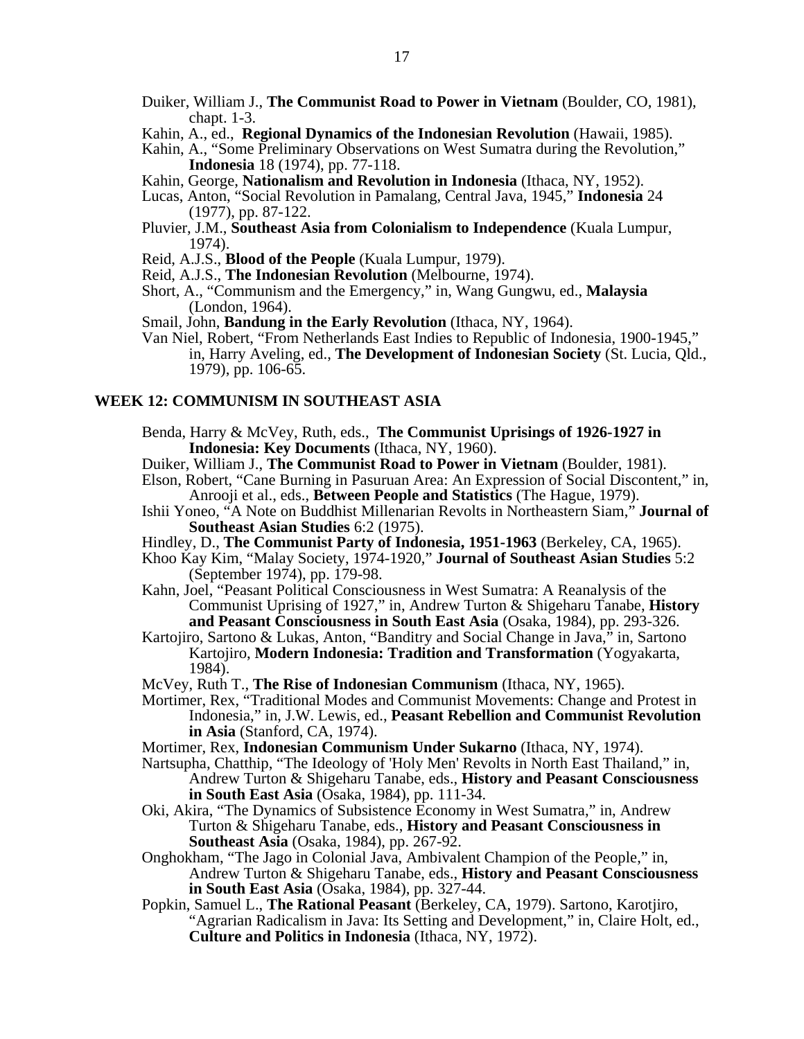Duiker, William J., **The Communist Road to Power in Vietnam** (Boulder, CO, 1981), chapt. 1-3.

Kahin, A., ed., **Regional Dynamics of the Indonesian Revolution** (Hawaii, 1985).

Kahin, A., "Some Preliminary Observations on West Sumatra during the Revolution," **Indonesia** 18 (1974), pp. 77-118.

Kahin, George, **Nationalism and Revolution in Indonesia** (Ithaca, NY, 1952).

Lucas, Anton, "Social Revolution in Pamalang, Central Java, 1945," **Indonesia** 24 (1977), pp. 87-122.

Pluvier, J.M., **Southeast Asia from Colonialism to Independence** (Kuala Lumpur, 1974).

Reid, A.J.S., **Blood of the People** (Kuala Lumpur, 1979).

Reid, A.J.S., **The Indonesian Revolution** (Melbourne, 1974).

Short, A., "Communism and the Emergency," in, Wang Gungwu, ed., **Malaysia** (London, 1964).

Smail, John, **Bandung in the Early Revolution** (Ithaca, NY, 1964).

Van Niel, Robert, "From Netherlands East Indies to Republic of Indonesia, 1900-1945," in, Harry Aveling, ed., **The Development of Indonesian Society** (St. Lucia, Qld., 1979), pp. 106-65.

## WEEK 12: COMMUNISM IN SOUTHEAST ASIA

Benda, Harry & McVey, Ruth, eds., **The Communist Uprisings of 1926-1927 in Indonesia: Key Documents** (Ithaca, NY, 1960).

Duiker, William J., **The Communist Road to Power in Vietnam** (Boulder, 1981).

Elson, Robert, "Cane Burning in Pasuruan Area: An Expression of Social Discontent," in, Anrooji et al., eds., **Between People and Statistics** (The Hague, 1979).

Ishii Yoneo, "A Note on Buddhist Millenarian Revolts in Northeastern Siam," **Journal of Southeast Asian Studies** 6:2 (1975).

Hindley, D., **The Communist Party of Indonesia, 1951-1963** (Berkeley, CA, 1965).

Khoo Kay Kim, "Malay Society, 1974-1920," **Journal of Southeast Asian Studies** 5:2 (September 1974), pp. 179-98.

Kahn, Joel, "Peasant Political Consciousness in West Sumatra: A Reanalysis of the Communist Uprising of 1927," in, Andrew Turton & Shigeharu Tanabe, **History and Peasant Consciousness in South East Asia** (Osaka, 1984), pp. 293-326.

Kartojiro, Sartono & Lukas, Anton, "Banditry and Social Change in Java," in, Sartono Kartojiro, **Modern Indonesia: Tradition and Transformation** (Yogyakarta, 1984).

McVey, Ruth T., **The Rise of Indonesian Communism** (Ithaca, NY, 1965).

Mortimer, Rex, "Traditional Modes and Communist Movements: Change and Protest in Indonesia," in, J.W. Lewis, ed., **Peasant Rebellion and Communist Revolution in Asia** (Stanford, CA, 1974).

Mortimer, Rex, **Indonesian Communism Under Sukarno** (Ithaca, NY, 1974).

Nartsupha, Chatthip, "The Ideology of 'Holy Men' Revolts in North East Thailand," in, Andrew Turton & Shigeharu Tanabe, eds., **History and Peasant Consciousness in South East Asia** (Osaka, 1984), pp. 111-34.

Oki, Akira, "The Dynamics of Subsistence Economy in West Sumatra," in, Andrew Turton & Shigeharu Tanabe, eds., **History and Peasant Consciousness in Southeast Asia** (Osaka, 1984), pp. 267-92.

Onghokham, "The Jago in Colonial Java, Ambivalent Champion of the People," in, Andrew Turton & Shigeharu Tanabe, eds., **History and Peasant Consciousness in South East Asia** (Osaka, 1984), pp. 327-44.

Popkin, Samuel L., **The Rational Peasant** (Berkeley, CA, 1979). Sartono, Karotjiro, "Agrarian Radicalism in Java: Its Setting and Development," in, Claire Holt, ed., **Culture and Politics in Indonesia** (Ithaca, NY, 1972).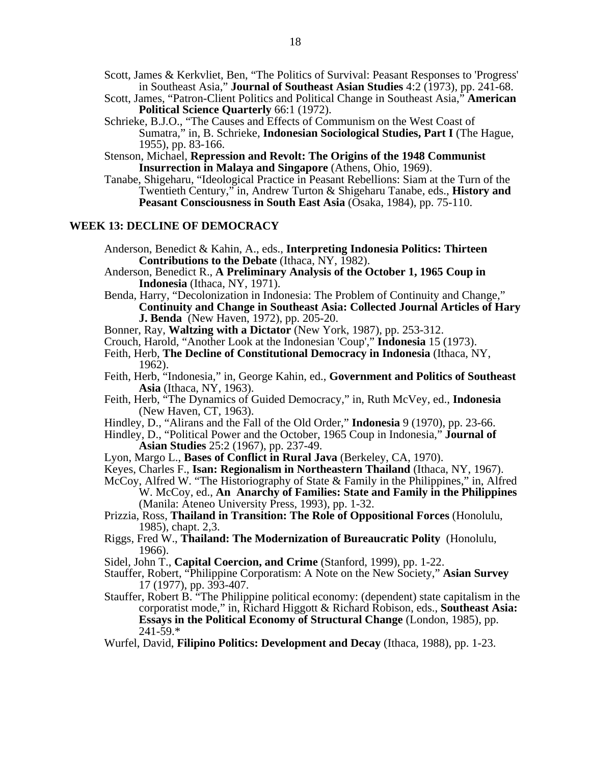Scott, James & Kerkvliet, Ben, "The Politics of Survival: Peasant Responses to 'Progress' in Southeast Asia," **Journal of Southeast Asian Studies** 4:2 (1973), pp. 241-68.

Scott, James, "Patron-Client Politics and Political Change in Southeast Asia," **American Political Science Quarterly** 66:1 (1972).

Schrieke, B.J.O., "The Causes and Effects of Communism on the West Coast of Sumatra," in, B. Schrieke, **Indonesian Sociological Studies, Part I** (The Hague, 1955), pp. 83-166.

Stenson, Michael, **Repression and Revolt: The Origins of the 1948 Communist Insurrection in Malaya and Singapore** (Athens, Ohio, 1969).

Tanabe, Shigeharu, "Ideological Practice in Peasant Rebellions: Siam at the Turn of the Twentieth Century," in, Andrew Turton & Shigeharu Tanabe, eds., **History and Peasant Consciousness in South East Asia** (Osaka, 1984), pp. 75-110.

## WEEK 13: DECLINE OF DEMOCRACY

Anderson, Benedict & Kahin, A., eds., **Interpreting Indonesia Politics: Thirteen Contributions to the Debate** (Ithaca, NY, 1982).

Anderson, Benedict R., **A Preliminary Analysis of the October 1, 1965 Coup in Indonesia** (Ithaca, NY, 1971).

Benda, Harry, "Decolonization in Indonesia: The Problem of Continuity and Change," **Continuity and Change in Southeast Asia: Collected Journal Articles of Hary J. Benda** (New Haven, 1972), pp. 205-20.

Bonner, Ray, **Waltzing with a Dictator** (New York, 1987), pp. 253-312.

Crouch, Harold, "Another Look at the Indonesian 'Coup'," **Indonesia** 15 (1973).

Feith, Herb, **The Decline of Constitutional Democracy in Indonesia** (Ithaca, NY, 1962).

Feith, Herb, "Indonesia," in, George Kahin, ed., **Government and Politics of Southeast Asia** (Ithaca, NY, 1963).

Feith, Herb, "The Dynamics of Guided Democracy," in, Ruth McVey, ed., **Indonesia** (New Haven, CT, 1963).

Hindley, D., "Alirans and the Fall of the Old Order," **Indonesia** 9 (1970), pp. 23-66.

Hindley, D., "Political Power and the October, 1965 Coup in Indonesia," **Journal of Asian Studies** 25:2 (1967), pp. 237-49.

Lyon, Margo L., **Bases of Conflict in Rural Java** (Berkeley, CA, 1970).

Keyes, Charles F., **Isan: Regionalism in Northeastern Thailand** (Ithaca, NY, 1967).

McCoy, Alfred W. "The Historiography of State & Family in the Philippines," in, Alfred W. McCoy, ed., **An Anarchy of Families: State and Family in the Philippines** (Manila: Ateneo University Press, 1993), pp. 1-32.

Prizzia, Ross, **Thailand in Transition: The Role of Oppositional Forces** (Honolulu, 1985), chapt. 2,3.

Riggs, Fred W., **Thailand: The Modernization of Bureaucratic Polity** (Honolulu, 1966).

Sidel, John T., **Capital Coercion, and Crime** (Stanford, 1999), pp. 1-22.

Stauffer, Robert, "Philippine Corporatism: A Note on the New Society," **Asian Survey** 17 (1977), pp. 393-407.

Stauffer, Robert B. "The Philippine political economy: (dependent) state capitalism in the corporatist mode," in, Richard Higgott & Richard Robison, eds., **Southeast Asia: Essays in the Political Economy of Structural Change** (London, 1985), pp. 241-59.*

Wurfel, David, **Filipino Politics: Development and Decay** (Ithaca, 1988), pp. 1-23.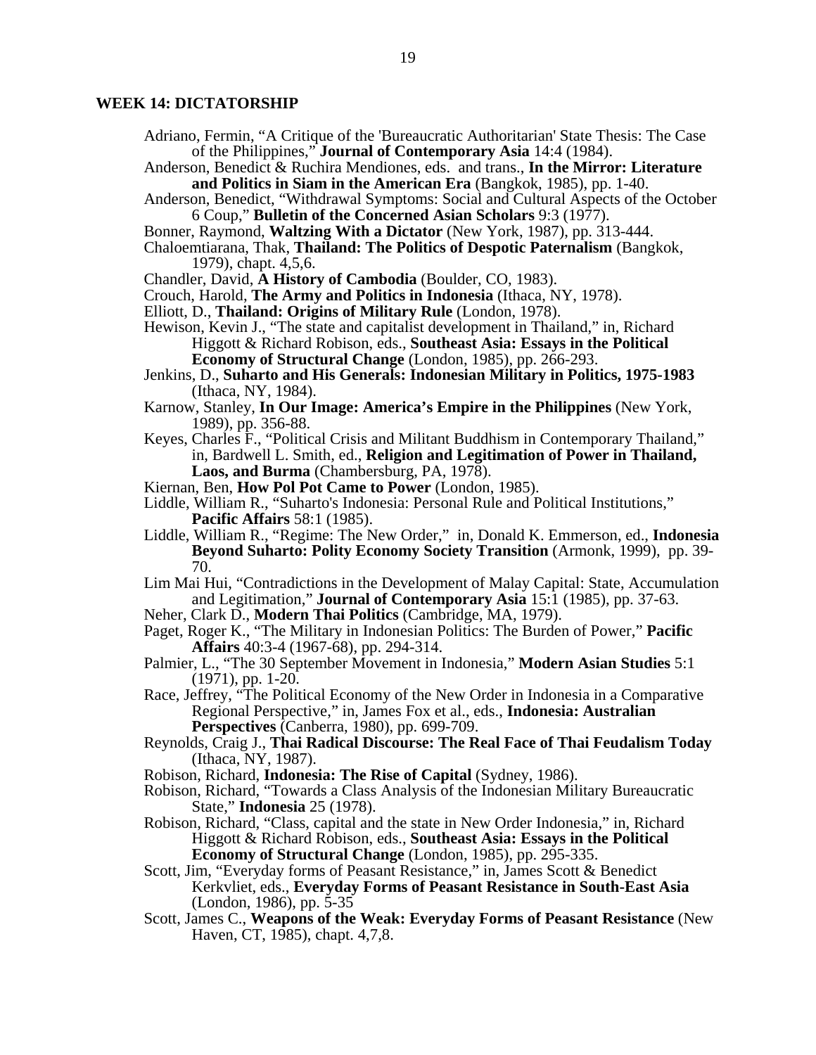**WEEK 14: DICTATORSHIP**

Adriano, Fermin, "A Critique of the 'Bureaucratic Authoritarian' State Thesis: The Case of the Philippines," **Journal of Contemporary Asia** 14:4 (1984).

Anderson, Benedict & Ruchira Mendiones, eds. and trans., **In the Mirror: Literature and Politics in Siam in the American Era** (Bangkok, 1985), pp. 1-40.

Anderson, Benedict, "Withdrawal Symptoms: Social and Cultural Aspects of the October 6 Coup," **Bulletin of the Concerned Asian Scholars** 9:3 (1977).

Bonner, Raymond, **Waltzing With a Dictator** (New York, 1987), pp. 313-444.

Chaloemtiarana, Thak, **Thailand: The Politics of Despotic Paternalism** (Bangkok, 1979), chapt. 4,5,6.

Chandler, David, **A History of Cambodia** (Boulder, CO, 1983).

Crouch, Harold, **The Army and Politics in Indonesia** (Ithaca, NY, 1978).

Elliott, D., **Thailand: Origins of Military Rule** (London, 1978).

Hewison, Kevin J., "The state and capitalist development in Thailand," in, Richard Higgott & Richard Robison, eds., **Southeast Asia: Essays in the Political Economy of Structural Change** (London, 1985), pp. 266-293.

Jenkins, D., **Suharto and His Generals: Indonesian Military in Politics, 1975-1983** (Ithaca, NY, 1984).

Karnow, Stanley, **In Our Image: America's Empire in the Philippines** (New York, 1989), pp. 356-88.

Keyes, Charles F., "Political Crisis and Militant Buddhism in Contemporary Thailand," in, Bardwell L. Smith, ed., **Religion and Legitimation of Power in Thailand, Laos, and Burma** (Chambersburg, PA, 1978).

Kiernan, Ben, **How Pol Pot Came to Power** (London, 1985).

Liddle, William R., "Suharto's Indonesia: Personal Rule and Political Institutions," **Pacific Affairs** 58:1 (1985).

Liddle, William R., "Regime: The New Order," in, Donald K. Emmerson, ed., **Indonesia Beyond Suharto: Polity Economy Society Transition** (Armonk, 1999), pp. 39-70.

Lim Mai Hui, "Contradictions in the Development of Malay Capital: State, Accumulation and Legitimation," **Journal of Contemporary Asia** 15:1 (1985), pp. 37-63.

Neher, Clark D., **Modern Thai Politics** (Cambridge, MA, 1979).

Paget, Roger K., "The Military in Indonesian Politics: The Burden of Power," **Pacific Affairs** 40:3-4 (1967-68), pp. 294-314.

Palmier, L., "The 30 September Movement in Indonesia," **Modern Asian Studies** 5:1 (1971), pp. 1-20.

Race, Jeffrey, "The Political Economy of the New Order in Indonesia in a Comparative Regional Perspective," in, James Fox et al., eds., **Indonesia: Australian Perspectives** (Canberra, 1980), pp. 699-709.

Reynolds, Craig J., **Thai Radical Discourse: The Real Face of Thai Feudalism Today** (Ithaca, NY, 1987).

Robison, Richard, **Indonesia: The Rise of Capital** (Sydney, 1986).

Robison, Richard, "Towards a Class Analysis of the Indonesian Military Bureaucratic State," **Indonesia** 25 (1978).

Robison, Richard, "Class, capital and the state in New Order Indonesia," in, Richard Higgott & Richard Robison, eds., **Southeast Asia: Essays in the Political Economy of Structural Change** (London, 1985), pp. 295-335.

Scott, Jim, "Everyday forms of Peasant Resistance," in, James Scott & Benedict Kerkvliet, eds., **Everyday Forms of Peasant Resistance in South-East Asia** (London, 1986), pp. 5-35

Scott, James C., **Weapons of the Weak: Everyday Forms of Peasant Resistance** (New Haven, CT, 1985), chapt. 4,7,8.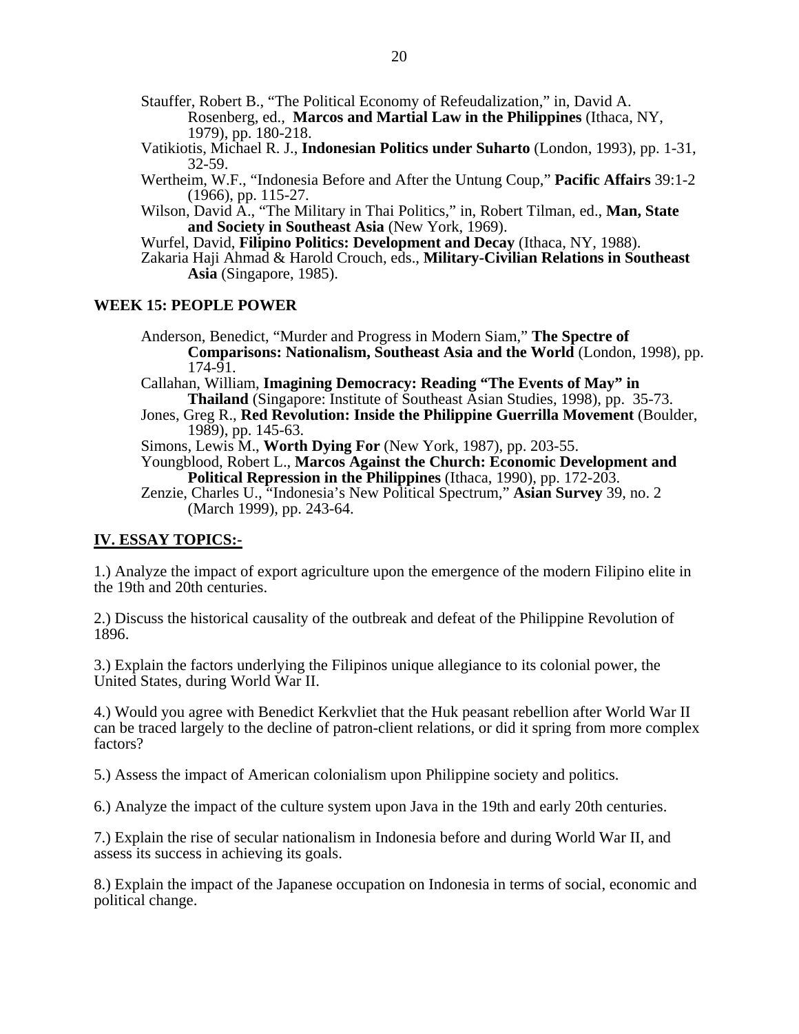Stauffer, Robert B., "The Political Economy of Refeudalization," in, David A. Rosenberg, ed., **Marcos and Martial Law in the Philippines** (Ithaca, NY, 1979), pp. 180-218.

Vatikiotis, Michael R. J., **Indonesian Politics under Suharto** (London, 1993), pp. 1-31, 32-59.

Wertheim, W.F., "Indonesia Before and After the Untung Coup," **Pacific Affairs** 39:1-2 (1966), pp. 115-27.

Wilson, David A., "The Military in Thai Politics," in, Robert Tilman, ed., **Man, State and Society in Southeast Asia** (New York, 1969).

Wurfel, David, **Filipino Politics: Development and Decay** (Ithaca, NY, 1988).

Zakaria Haji Ahmad & Harold Crouch, eds., **Military-Civilian Relations in Southeast Asia** (Singapore, 1985).

### WEEK 15: PEOPLE POWER

Anderson, Benedict, "Murder and Progress in Modern Siam," **The Spectre of Comparisons: Nationalism, Southeast Asia and the World** (London, 1998), pp. 174-91.

Callahan, William, **Imagining Democracy: Reading "The Events of May" in Thailand** (Singapore: Institute of Southeast Asian Studies, 1998), pp. 35-73.

Jones, Greg R., **Red Revolution: Inside the Philippine Guerrilla Movement** (Boulder, 1989), pp. 145-63.

Simons, Lewis M., **Worth Dying For** (New York, 1987), pp. 203-55.

Youngblood, Robert L., **Marcos Against the Church: Economic Development and Political Repression in the Philippines** (Ithaca, 1990), pp. 172-203.

Zenzie, Charles U., "Indonesia's New Political Spectrum," **Asian Survey** 39, no. 2 (March 1999), pp. 243-64.

## IV. ESSAY TOPICS:-

1.) Analyze the impact of export agriculture upon the emergence of the modern Filipino elite in the 19th and 20th centuries.

2.) Discuss the historical causality of the outbreak and defeat of the Philippine Revolution of 1896.

3.) Explain the factors underlying the Filipinos unique allegiance to its colonial power, the United States, during World War II.

4.) Would you agree with Benedict Kerkvliet that the Huk peasant rebellion after World War II can be traced largely to the decline of patron-client relations, or did it spring from more complex factors?

5.) Assess the impact of American colonialism upon Philippine society and politics.

6.) Analyze the impact of the culture system upon Java in the 19th and early 20th centuries.

7.) Explain the rise of secular nationalism in Indonesia before and during World War II, and assess its success in achieving its goals.

8.) Explain the impact of the Japanese occupation on Indonesia in terms of social, economic and political change.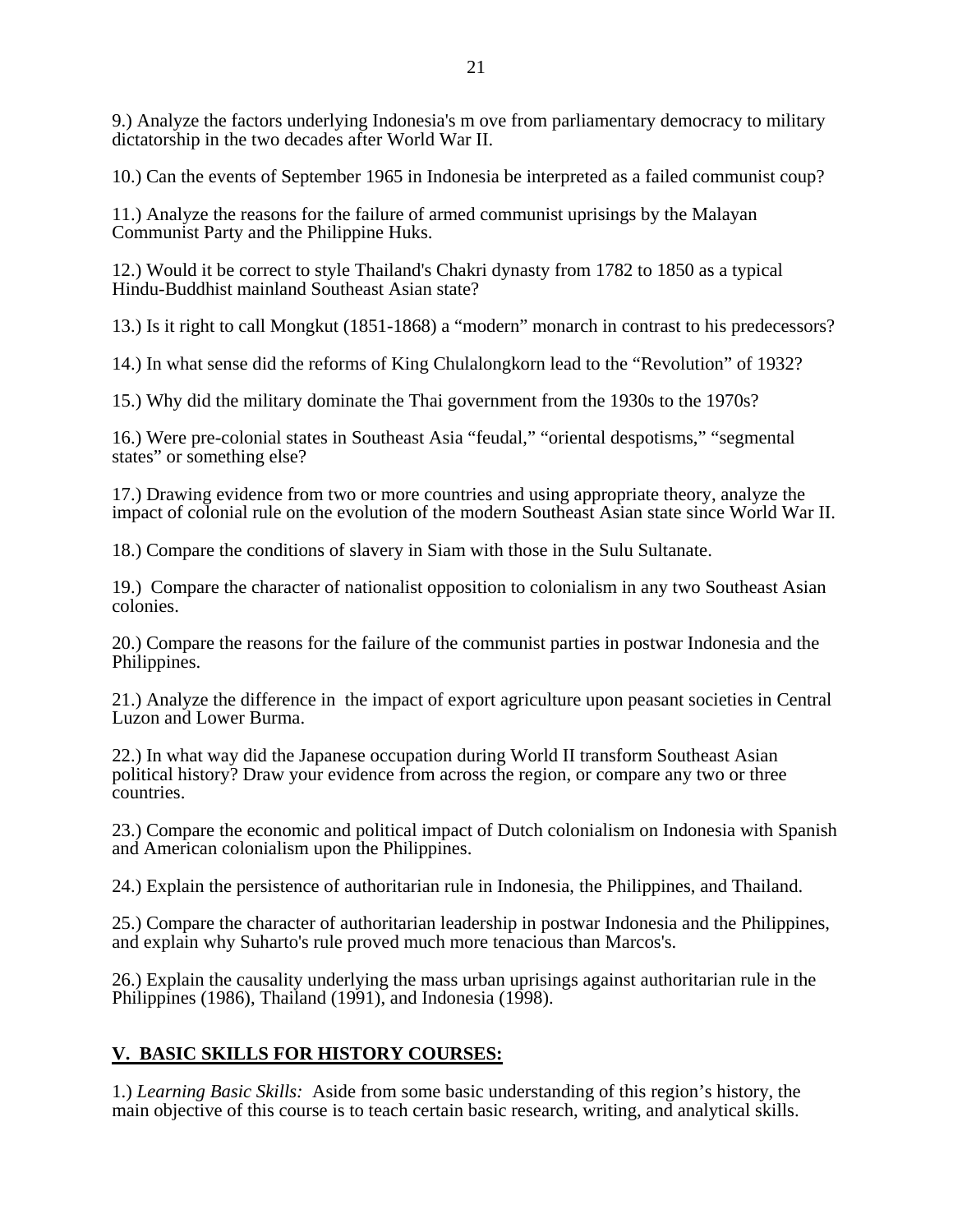9.) Analyze the factors underlying Indonesia's m ove from parliamentary democracy to military dictatorship in the two decades after World War II.

10.) Can the events of September 1965 in Indonesia be interpreted as a failed communist coup?

11.) Analyze the reasons for the failure of armed communist uprisings by the Malayan Communist Party and the Philippine Huks.

12.) Would it be correct to style Thailand's Chakri dynasty from 1782 to 1850 as a typical Hindu-Buddhist mainland Southeast Asian state?

13.) Is it right to call Mongkut (1851-1868) a “modern” monarch in contrast to his predecessors?

14.) In what sense did the reforms of King Chulalongkorn lead to the “Revolution” of 1932?

15.) Why did the military dominate the Thai government from the 1930s to the 1970s?

16.) Were pre-colonial states in Southeast Asia “feudal,” “oriental despotisms,” “segmental states” or something else?

17.) Drawing evidence from two or more countries and using appropriate theory, analyze the impact of colonial rule on the evolution of the modern Southeast Asian state since World War II.

18.) Compare the conditions of slavery in Siam with those in the Sulu Sultanate.

19.) Compare the character of nationalist opposition to colonialism in any two Southeast Asian colonies.

20.) Compare the reasons for the failure of the communist parties in postwar Indonesia and the Philippines.

21.) Analyze the difference in the impact of export agriculture upon peasant societies in Central Luzon and Lower Burma.

22.) In what way did the Japanese occupation during World II transform Southeast Asian political history? Draw your evidence from across the region, or compare any two or three countries.

23.) Compare the economic and political impact of Dutch colonialism on Indonesia with Spanish and American colonialism upon the Philippines.

24.) Explain the persistence of authoritarian rule in Indonesia, the Philippines, and Thailand.

25.) Compare the character of authoritarian leadership in postwar Indonesia and the Philippines, and explain why Suharto's rule proved much more tenacious than Marcos's.

26.) Explain the causality underlying the mass urban uprisings against authoritarian rule in the Philippines (1986), Thailand (1991), and Indonesia (1998).

## V. BASIC SKILLS FOR HISTORY COURSES:

1.) *Learning Basic Skills:* Aside from some basic understanding of this region’s history, the main objective of this course is to teach certain basic research, writing, and analytical skills.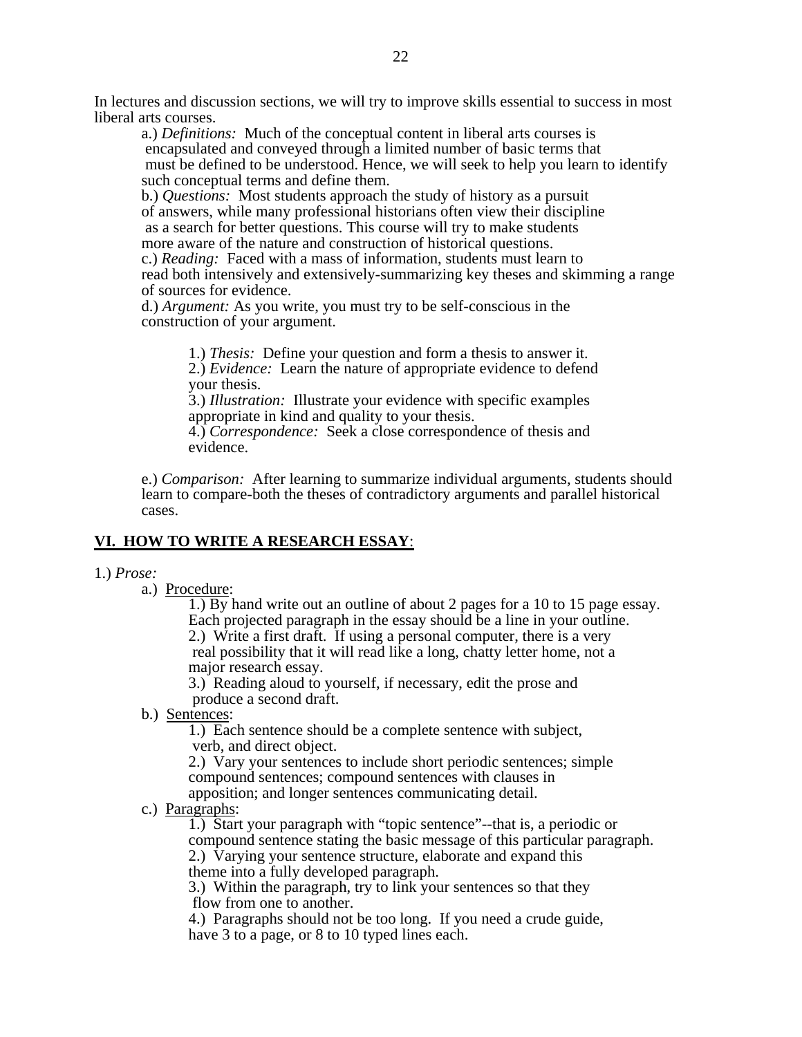In lectures and discussion sections, we will try to improve skills essential to success in most liberal arts courses.

a.) *Definitions:* Much of the conceptual content in liberal arts courses is encapsulated and conveyed through a limited number of basic terms that must be defined to be understood. Hence, we will seek to help you learn to identify such conceptual terms and define them.

b.) *Questions:* Most students approach the study of history as a pursuit of answers, while many professional historians often view their discipline as a search for better questions. This course will try to make students more aware of the nature and construction of historical questions.

c.) *Reading:* Faced with a mass of information, students must learn to read both intensively and extensively-summarizing key theses and skimming a range of sources for evidence.

d.) *Argument:* As you write, you must try to be self-conscious in the construction of your argument.

> 1.) *Thesis:* Define your question and form a thesis to answer it.
> 2.) *Evidence:* Learn the nature of appropriate evidence to defend your thesis.
> 3.) *Illustration:* Illustrate your evidence with specific examples appropriate in kind and quality to your thesis.
> 4.) *Correspondence:* Seek a close correspondence of thesis and evidence.

e.) *Comparison:* After learning to summarize individual arguments, students should learn to compare-both the theses of contradictory arguments and parallel historical cases.

## <u>VI. HOW TO WRITE A RESEARCH ESSAY</u>:

1.) *Prose:*

a.) <u>Procedure</u>:

> 1.) By hand write out an outline of about 2 pages for a 10 to 15 page essay. Each projected paragraph in the essay should be a line in your outline.
> 2.) Write a first draft. If using a personal computer, there is a very real possibility that it will read like a long, chatty letter home, not a major research essay.
> 3.) Reading aloud to yourself, if necessary, edit the prose and produce a second draft.

b.) <u>Sentences</u>:

> 1.) Each sentence should be a complete sentence with subject, verb, and direct object.
> 2.) Vary your sentences to include short periodic sentences; simple compound sentences; compound sentences with clauses in apposition; and longer sentences communicating detail.

c.) <u>Paragraphs</u>:

> 1.) Start your paragraph with "topic sentence"--that is, a periodic or compound sentence stating the basic message of this particular paragraph.
> 2.) Varying your sentence structure, elaborate and expand this theme into a fully developed paragraph.
> 3.) Within the paragraph, try to link your sentences so that they flow from one to another.
> 4.) Paragraphs should not be too long. If you need a crude guide, have 3 to a page, or 8 to 10 typed lines each.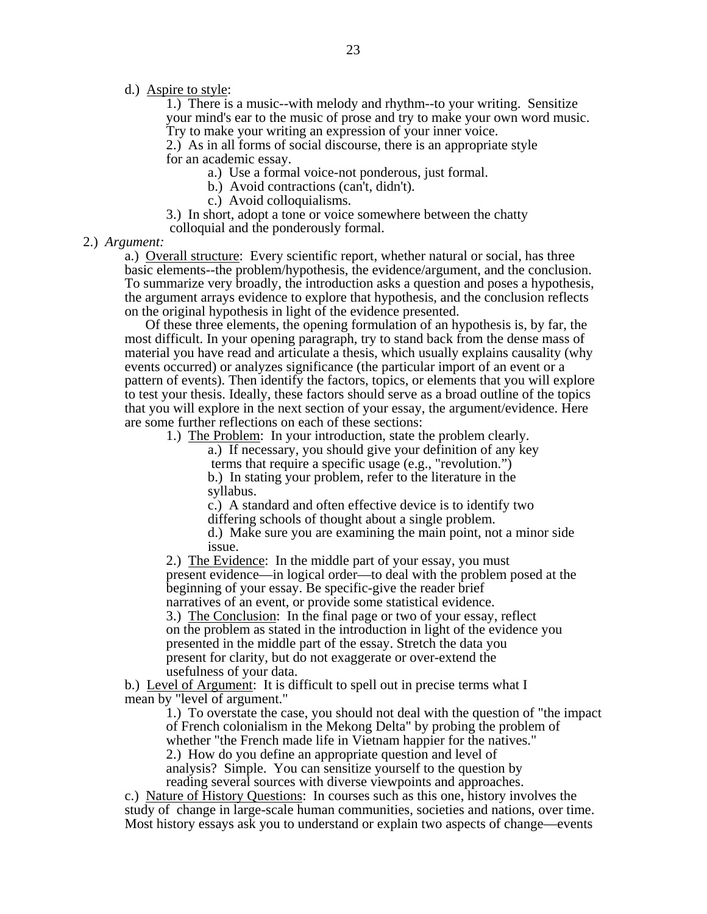d.) <u>Aspire to style</u>:

1.) There is a music--with melody and rhythm--to your writing. Sensitize your mind's ear to the music of prose and try to make your own word music. Try to make your writing an expression of your inner voice.

2.) As in all forms of social discourse, there is an appropriate style for an academic essay.

a.) Use a formal voice-not ponderous, just formal.

b.) Avoid contractions (can't, didn't).

c.) Avoid colloquialisms.

3.) In short, adopt a tone or voice somewhere between the chatty colloquial and the ponderously formal.

2.) *Argument:*

a.) <u>Overall structure</u>: Every scientific report, whether natural or social, has three basic elements--the problem/hypothesis, the evidence/argument, and the conclusion. To summarize very broadly, the introduction asks a question and poses a hypothesis, the argument arrays evidence to explore that hypothesis, and the conclusion reflects on the original hypothesis in light of the evidence presented.

Of these three elements, the opening formulation of an hypothesis is, by far, the most difficult. In your opening paragraph, try to stand back from the dense mass of material you have read and articulate a thesis, which usually explains causality (why events occurred) or analyzes significance (the particular import of an event or a pattern of events). Then identify the factors, topics, or elements that you will explore to test your thesis. Ideally, these factors should serve as a broad outline of the topics that you will explore in the next section of your essay, the argument/evidence. Here are some further reflections on each of these sections:

1.) <u>The Problem</u>: In your introduction, state the problem clearly.

a.) If necessary, you should give your definition of any key terms that require a specific usage (e.g., "revolution.")

b.) In stating your problem, refer to the literature in the syllabus.

c.) A standard and often effective device is to identify two differing schools of thought about a single problem.

d.) Make sure you are examining the main point, not a minor side issue.

2.) <u>The Evidence</u>: In the middle part of your essay, you must present evidence—in logical order—to deal with the problem posed at the beginning of your essay. Be specific-give the reader brief narratives of an event, or provide some statistical evidence.

3.) <u>The Conclusion</u>: In the final page or two of your essay, reflect on the problem as stated in the introduction in light of the evidence you presented in the middle part of the essay. Stretch the data you present for clarity, but do not exaggerate or over-extend the usefulness of your data.

b.) <u>Level of Argument</u>: It is difficult to spell out in precise terms what I mean by "level of argument."

1.) To overstate the case, you should not deal with the question of "the impact of French colonialism in the Mekong Delta" by probing the problem of whether "the French made life in Vietnam happier for the natives."

2.) How do you define an appropriate question and level of analysis? Simple. You can sensitize yourself to the question by reading several sources with diverse viewpoints and approaches.

c.) <u>Nature of History Questions</u>: In courses such as this one, history involves the study of change in large-scale human communities, societies and nations, over time. Most history essays ask you to understand or explain two aspects of change—events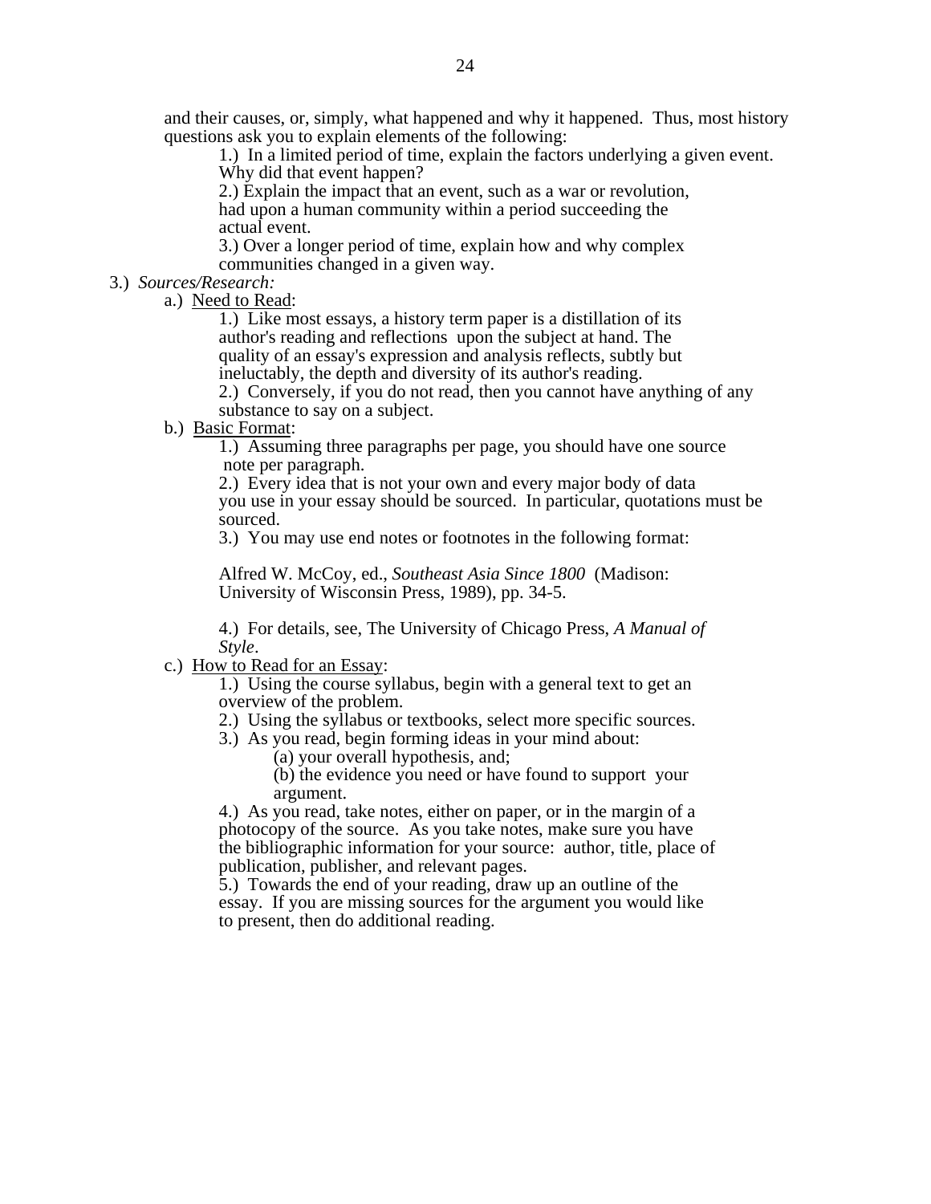and their causes, or, simply, what happened and why it happened. Thus, most history questions ask you to explain elements of the following:

1.) In a limited period of time, explain the factors underlying a given event. Why did that event happen?

2.) Explain the impact that an event, such as a war or revolution, had upon a human community within a period succeeding the actual event.

3.) Over a longer period of time, explain how and why complex communities changed in a given way.

3.) *Sources/Research:*

a.) Need to Read:

1.) Like most essays, a history term paper is a distillation of its author's reading and reflections upon the subject at hand. The quality of an essay's expression and analysis reflects, subtly but ineluctably, the depth and diversity of its author's reading.

2.) Conversely, if you do not read, then you cannot have anything of any substance to say on a subject.

b.) Basic Format:

1.) Assuming three paragraphs per page, you should have one source note per paragraph.

2.) Every idea that is not your own and every major body of data you use in your essay should be sourced. In particular, quotations must be sourced.

3.) You may use end notes or footnotes in the following format:

Alfred W. McCoy, ed., *Southeast Asia Since 1800* (Madison: University of Wisconsin Press, 1989), pp. 34-5.

4.) For details, see, The University of Chicago Press, *A Manual of Style*.

c.) How to Read for an Essay:

1.) Using the course syllabus, begin with a general text to get an overview of the problem.

2.) Using the syllabus or textbooks, select more specific sources.

3.) As you read, begin forming ideas in your mind about:

(a) your overall hypothesis, and;

(b) the evidence you need or have found to support your argument.

4.) As you read, take notes, either on paper, or in the margin of a photocopy of the source. As you take notes, make sure you have the bibliographic information for your source: author, title, place of publication, publisher, and relevant pages.

5.) Towards the end of your reading, draw up an outline of the essay. If you are missing sources for the argument you would like to present, then do additional reading.